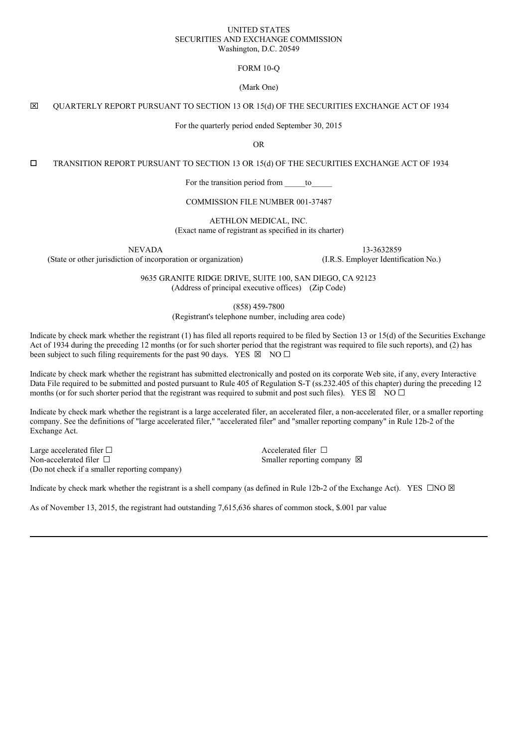UNITED STATES
SECURITIES AND EXCHANGE COMMISSION
Washington, D.C. 20549

FORM 10-Q

(Mark One)

☒ QUARTERLY REPORT PURSUANT TO SECTION 13 OR 15(d) OF THE SECURITIES EXCHANGE ACT OF 1934

For the quarterly period ended September 30, 2015

OR

☐ TRANSITION REPORT PURSUANT TO SECTION 13 OR 15(d) OF THE SECURITIES EXCHANGE ACT OF 1934

For the transition period from _____to_____

COMMISSION FILE NUMBER 001-37487

AETHLON MEDICAL, INC.
(Exact name of registrant as specified in its charter)

| NEVADA | 13-3632859 |
|---|---|
| (State or other jurisdiction of incorporation or organization) | (I.R.S. Employer Identification No.) |

9635 GRANITE RIDGE DRIVE, SUITE 100, SAN DIEGO, CA 92123
(Address of principal executive offices) (Zip Code)

(858) 459-7800
(Registrant's telephone number, including area code)

Indicate by check mark whether the registrant (1) has filed all reports required to be filed by Section 13 or 15(d) of the Securities Exchange Act of 1934 during the preceding 12 months (or for such shorter period that the registrant was required to file such reports), and (2) has been subject to such filing requirements for the past 90 days. YES ☒ NO ☐

Indicate by check mark whether the registrant has submitted electronically and posted on its corporate Web site, if any, every Interactive Data File required to be submitted and posted pursuant to Rule 405 of Regulation S-T (ss.232.405 of this chapter) during the preceding 12 months (or for such shorter period that the registrant was required to submit and post such files). YES ☒ NO ☐

Indicate by check mark whether the registrant is a large accelerated filer, an accelerated filer, a non-accelerated filer, or a smaller reporting company. See the definitions of "large accelerated filer," "accelerated filer" and "smaller reporting company" in Rule 12b-2 of the Exchange Act.

| | |
|---|---|
| Large accelerated filer ☐ | Accelerated filer ☐ |
| Non-accelerated filer ☐ (Do not check if a smaller reporting company) | Smaller reporting company ☒ |

Indicate by check mark whether the registrant is a shell company (as defined in Rule 12b-2 of the Exchange Act). YES ☐NO ☒

As of November 13, 2015, the registrant had outstanding 7,615,636 shares of common stock, $.001 par value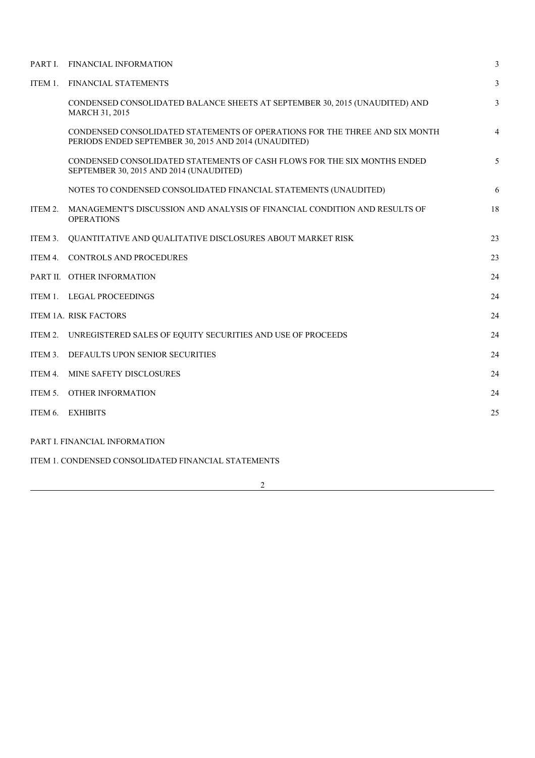| | | |
|---|---|---|
| PART I. | FINANCIAL INFORMATION | 3 |
| ITEM 1. | FINANCIAL STATEMENTS | 3 |
| | CONDENSED CONSOLIDATED BALANCE SHEETS AT SEPTEMBER 30, 2015 (UNAUDITED) AND MARCH 31, 2015 | 3 |
| | CONDENSED CONSOLIDATED STATEMENTS OF OPERATIONS FOR THE THREE AND SIX MONTH PERIODS ENDED SEPTEMBER 30, 2015 AND 2014 (UNAUDITED) | 4 |
| | CONDENSED CONSOLIDATED STATEMENTS OF CASH FLOWS FOR THE SIX MONTHS ENDED SEPTEMBER 30, 2015 AND 2014 (UNAUDITED) | 5 |
| | NOTES TO CONDENSED CONSOLIDATED FINANCIAL STATEMENTS (UNAUDITED) | 6 |
| ITEM 2. | MANAGEMENT'S DISCUSSION AND ANALYSIS OF FINANCIAL CONDITION AND RESULTS OF OPERATIONS | 18 |
| ITEM 3. | QUANTITATIVE AND QUALITATIVE DISCLOSURES ABOUT MARKET RISK | 23 |
| ITEM 4. | CONTROLS AND PROCEDURES | 23 |
| PART II. | OTHER INFORMATION | 24 |
| ITEM 1. | LEGAL PROCEEDINGS | 24 |
| ITEM 1A. | RISK FACTORS | 24 |
| ITEM 2. | UNREGISTERED SALES OF EQUITY SECURITIES AND USE OF PROCEEDS | 24 |
| ITEM 3. | DEFAULTS UPON SENIOR SECURITIES | 24 |
| ITEM 4. | MINE SAFETY DISCLOSURES | 24 |
| ITEM 5. | OTHER INFORMATION | 24 |
| ITEM 6. | EXHIBITS | 25 |

PART I. FINANCIAL INFORMATION

ITEM 1. CONDENSED CONSOLIDATED FINANCIAL STATEMENTS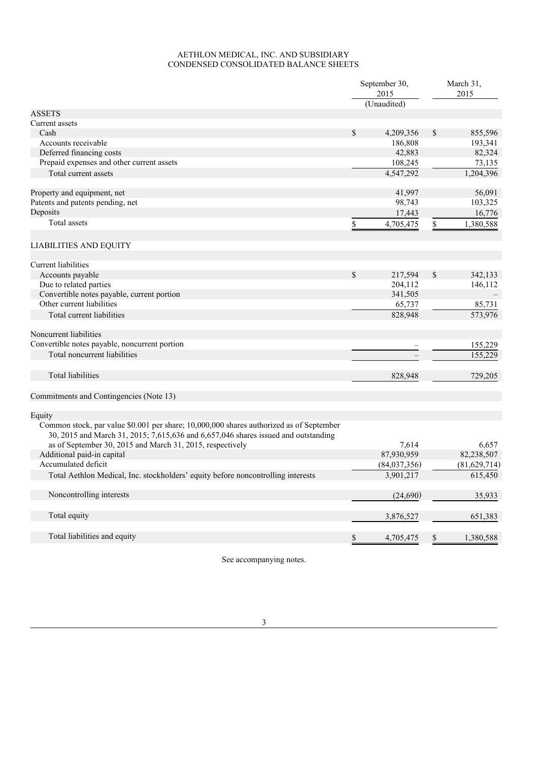# AETHLON MEDICAL, INC. AND SUBSIDIARY
## CONDENSED CONSOLIDATED BALANCE SHEETS

| | September 30, 2015 (Unaudited) | March 31, 2015 |
|---|---|---|
| **ASSETS** | | |
| Current assets | | |
| Cash | $ 4,209,356 | $ 855,596 |
| Accounts receivable | 186,808 | 193,341 |
| Deferred financing costs | 42,883 | 82,324 |
| Prepaid expenses and other current assets | 108,245 | 73,135 |
| Total current assets | 4,547,292 | 1,204,396 |
| | | |
| Property and equipment, net | 41,997 | 56,091 |
| Patents and patents pending, net | 98,743 | 103,325 |
| Deposits | 17,443 | 16,776 |
| Total assets | $ 4,705,475 | $ 1,380,588 |
| | | |
| **LIABILITIES AND EQUITY** | | |
| | | |
| Current liabilities | | |
| Accounts payable | $ 217,594 | $ 342,133 |
| Due to related parties | 204,112 | 146,112 |
| Convertible notes payable, current portion | 341,505 | – |
| Other current liabilities | 65,737 | 85,731 |
| Total current liabilities | 828,948 | 573,976 |
| | | |
| Noncurrent liabilities | | |
| Convertible notes payable, noncurrent portion | – | 155,229 |
| Total noncurrent liabilities | – | 155,229 |
| | | |
| Total liabilities | 828,948 | 729,205 |
| | | |
| Commitments and Contingencies (Note 13) | | |
| | | |
| Equity | | |
| Common stock, par value $0.001 per share; 10,000,000 shares authorized as of September 30, 2015 and March 31, 2015; 7,615,636 and 6,657,046 shares issued and outstanding as of September 30, 2015 and March 31, 2015, respectively | 7,614 | 6,657 |
| Additional paid-in capital | 87,930,959 | 82,238,507 |
| Accumulated deficit | (84,037,356) | (81,629,714) |
| Total Aethlon Medical, Inc. stockholders' equity before noncontrolling interests | 3,901,217 | 615,450 |
| | | |
| Noncontrolling interests | (24,690) | 35,933 |
| | | |
| Total equity | 3,876,527 | 651,383 |
| | | |
| Total liabilities and equity | $ 4,705,475 | $ 1,380,588 |

See accompanying notes.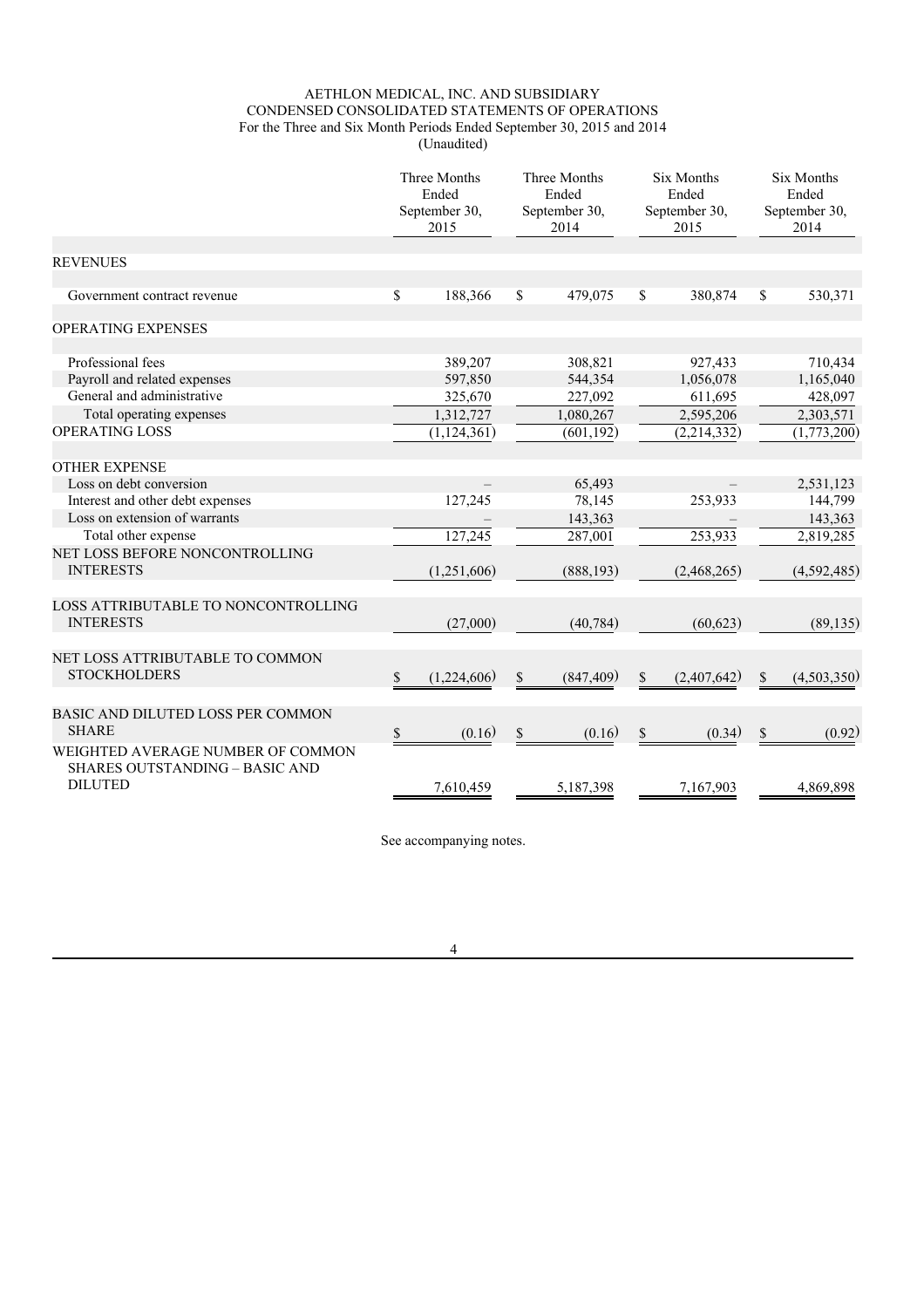# AETHLON MEDICAL, INC. AND SUBSIDIARY
## CONDENSED CONSOLIDATED STATEMENTS OF OPERATIONS
### For the Three and Six Month Periods Ended September 30, 2015 and 2014
### (Unaudited)

| | Three Months Ended September 30, 2015 | Three Months Ended September 30, 2014 | Six Months Ended September 30, 2015 | Six Months Ended September 30, 2014 |
|---|---|---|---|---|
| REVENUES | | | | |
| Government contract revenue | $ 188,366 | $ 479,075 | $ 380,874 | $ 530,371 |
| OPERATING EXPENSES | | | | |
| Professional fees | 389,207 | 308,821 | 927,433 | 710,434 |
| Payroll and related expenses | 597,850 | 544,354 | 1,056,078 | 1,165,040 |
| General and administrative | 325,670 | 227,092 | 611,695 | 428,097 |
| Total operating expenses | 1,312,727 | 1,080,267 | 2,595,206 | 2,303,571 |
| OPERATING LOSS | (1,124,361) | (601,192) | (2,214,332) | (1,773,200) |
| OTHER EXPENSE | | | | |
| Loss on debt conversion | – | 65,493 | – | 2,531,123 |
| Interest and other debt expenses | 127,245 | 78,145 | 253,933 | 144,799 |
| Loss on extension of warrants | – | 143,363 | – | 143,363 |
| Total other expense | 127,245 | 287,001 | 253,933 | 2,819,285 |
| NET LOSS BEFORE NONCONTROLLING INTERESTS | (1,251,606) | (888,193) | (2,468,265) | (4,592,485) |
| LOSS ATTRIBUTABLE TO NONCONTROLLING INTERESTS | (27,000) | (40,784) | (60,623) | (89,135) |
| NET LOSS ATTRIBUTABLE TO COMMON STOCKHOLDERS | $ (1,224,606) | $ (847,409) | $ (2,407,642) | $ (4,503,350) |
| BASIC AND DILUTED LOSS PER COMMON SHARE | $ (0.16) | $ (0.16) | $ (0.34) | $ (0.92) |
| WEIGHTED AVERAGE NUMBER OF COMMON SHARES OUTSTANDING – BASIC AND DILUTED | 7,610,459 | 5,187,398 | 7,167,903 | 4,869,898 |

See accompanying notes.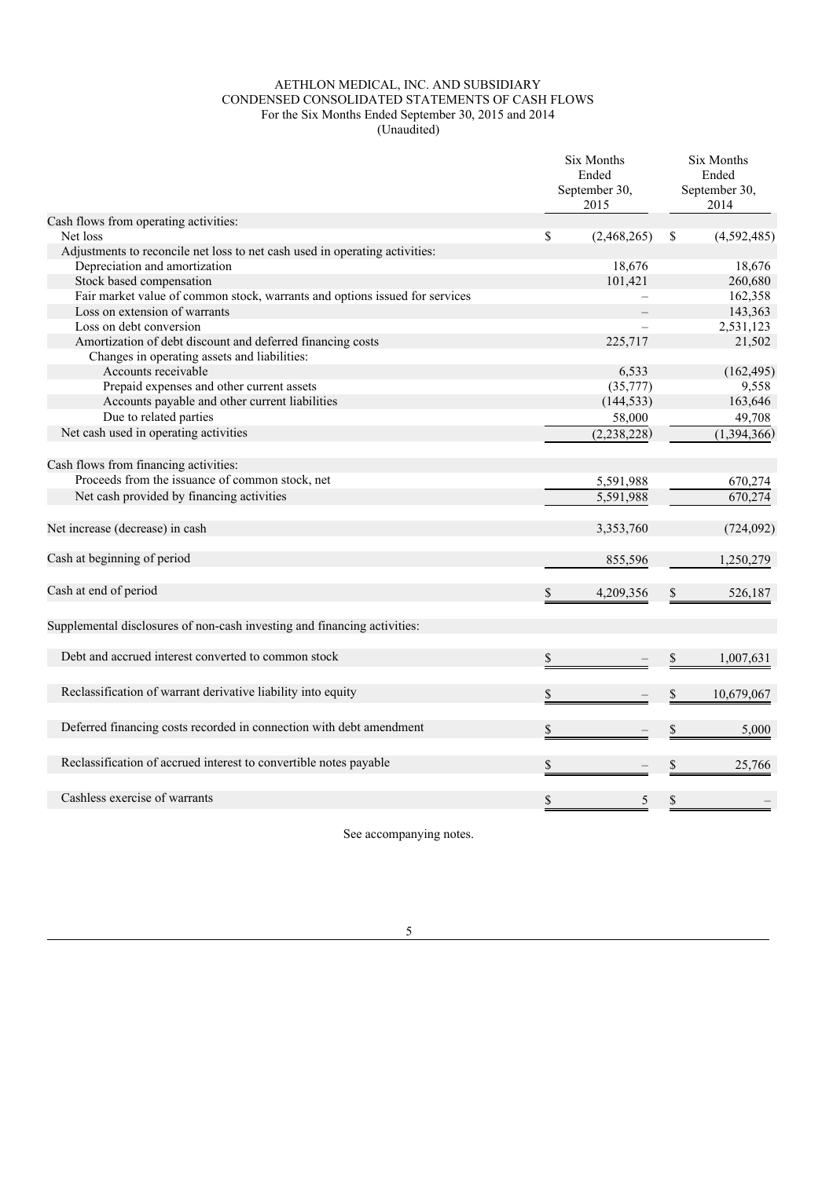AETHLON MEDICAL, INC. AND SUBSIDIARY
CONDENSED CONSOLIDATED STATEMENTS OF CASH FLOWS
For the Six Months Ended September 30, 2015 and 2014
(Unaudited)

| | Six Months Ended September 30, 2015 | Six Months Ended September 30, 2014 |
|---|---|---|
| Cash flows from operating activities: | | |
| Net loss | $ (2,468,265) | $ (4,592,485) |
| Adjustments to reconcile net loss to net cash used in operating activities: | | |
| Depreciation and amortization | 18,676 | 18,676 |
| Stock based compensation | 101,421 | 260,680 |
| Fair market value of common stock, warrants and options issued for services | – | 162,358 |
| Loss on extension of warrants | – | 143,363 |
| Loss on debt conversion | – | 2,531,123 |
| Amortization of debt discount and deferred financing costs | 225,717 | 21,502 |
| Changes in operating assets and liabilities: | | |
| Accounts receivable | 6,533 | (162,495) |
| Prepaid expenses and other current assets | (35,777) | 9,558 |
| Accounts payable and other current liabilities | (144,533) | 163,646 |
| Due to related parties | 58,000 | 49,708 |
| Net cash used in operating activities | (2,238,228) | (1,394,366) |
| | | |
| Cash flows from financing activities: | | |
| Proceeds from the issuance of common stock, net | 5,591,988 | 670,274 |
| Net cash provided by financing activities | 5,591,988 | 670,274 |
| | | |
| Net increase (decrease) in cash | 3,353,760 | (724,092) |
| | | |
| Cash at beginning of period | 855,596 | 1,250,279 |
| | | |
| Cash at end of period | $ 4,209,356 | $ 526,187 |
| | | |
| Supplemental disclosures of non-cash investing and financing activities: | | |
| Debt and accrued interest converted to common stock | $ – | $ 1,007,631 |
| Reclassification of warrant derivative liability into equity | $ – | $ 10,679,067 |
| Deferred financing costs recorded in connection with debt amendment | $ – | $ 5,000 |
| Reclassification of accrued interest to convertible notes payable | $ – | $ 25,766 |
| Cashless exercise of warrants | $ 5 | $ – |

See accompanying notes.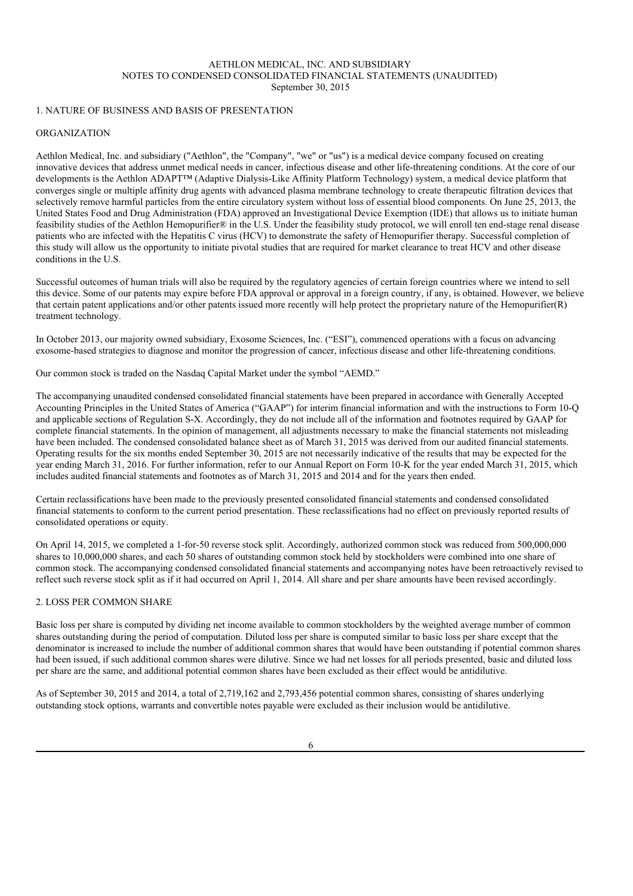# AETHLON MEDICAL, INC. AND SUBSIDIARY
## NOTES TO CONDENSED CONSOLIDATED FINANCIAL STATEMENTS (UNAUDITED)
### September 30, 2015

## 1. NATURE OF BUSINESS AND BASIS OF PRESENTATION

### ORGANIZATION

Aethlon Medical, Inc. and subsidiary ("Aethlon", the "Company", "we" or "us") is a medical device company focused on creating innovative devices that address unmet medical needs in cancer, infectious disease and other life-threatening conditions. At the core of our developments is the Aethlon ADAPT™ (Adaptive Dialysis-Like Affinity Platform Technology) system, a medical device platform that converges single or multiple affinity drug agents with advanced plasma membrane technology to create therapeutic filtration devices that selectively remove harmful particles from the entire circulatory system without loss of essential blood components. On June 25, 2013, the United States Food and Drug Administration (FDA) approved an Investigational Device Exemption (IDE) that allows us to initiate human feasibility studies of the Aethlon Hemopurifier® in the U.S. Under the feasibility study protocol, we will enroll ten end-stage renal disease patients who are infected with the Hepatitis C virus (HCV) to demonstrate the safety of Hemopurifier therapy. Successful completion of this study will allow us the opportunity to initiate pivotal studies that are required for market clearance to treat HCV and other disease conditions in the U.S.

Successful outcomes of human trials will also be required by the regulatory agencies of certain foreign countries where we intend to sell this device. Some of our patents may expire before FDA approval or approval in a foreign country, if any, is obtained. However, we believe that certain patent applications and/or other patents issued more recently will help protect the proprietary nature of the Hemopurifier(R) treatment technology.

In October 2013, our majority owned subsidiary, Exosome Sciences, Inc. ("ESI"), commenced operations with a focus on advancing exosome-based strategies to diagnose and monitor the progression of cancer, infectious disease and other life-threatening conditions.

Our common stock is traded on the Nasdaq Capital Market under the symbol "AEMD."

The accompanying unaudited condensed consolidated financial statements have been prepared in accordance with Generally Accepted Accounting Principles in the United States of America ("GAAP") for interim financial information and with the instructions to Form 10-Q and applicable sections of Regulation S-X. Accordingly, they do not include all of the information and footnotes required by GAAP for complete financial statements. In the opinion of management, all adjustments necessary to make the financial statements not misleading have been included. The condensed consolidated balance sheet as of March 31, 2015 was derived from our audited financial statements. Operating results for the six months ended September 30, 2015 are not necessarily indicative of the results that may be expected for the year ending March 31, 2016. For further information, refer to our Annual Report on Form 10-K for the year ended March 31, 2015, which includes audited financial statements and footnotes as of March 31, 2015 and 2014 and for the years then ended.

Certain reclassifications have been made to the previously presented consolidated financial statements and condensed consolidated financial statements to conform to the current period presentation. These reclassifications had no effect on previously reported results of consolidated operations or equity.

On April 14, 2015, we completed a 1-for-50 reverse stock split. Accordingly, authorized common stock was reduced from 500,000,000 shares to 10,000,000 shares, and each 50 shares of outstanding common stock held by stockholders were combined into one share of common stock. The accompanying condensed consolidated financial statements and accompanying notes have been retroactively revised to reflect such reverse stock split as if it had occurred on April 1, 2014. All share and per share amounts have been revised accordingly.

## 2. LOSS PER COMMON SHARE

Basic loss per share is computed by dividing net income available to common stockholders by the weighted average number of common shares outstanding during the period of computation. Diluted loss per share is computed similar to basic loss per share except that the denominator is increased to include the number of additional common shares that would have been outstanding if potential common shares had been issued, if such additional common shares were dilutive. Since we had net losses for all periods presented, basic and diluted loss per share are the same, and additional potential common shares have been excluded as their effect would be antidilutive.

As of September 30, 2015 and 2014, a total of 2,719,162 and 2,793,456 potential common shares, consisting of shares underlying outstanding stock options, warrants and convertible notes payable were excluded as their inclusion would be antidilutive.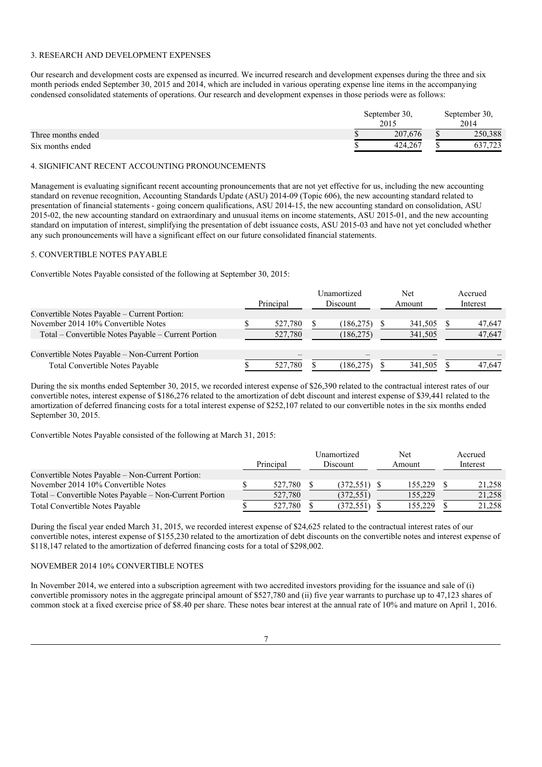### 3. RESEARCH AND DEVELOPMENT EXPENSES

Our research and development costs are expensed as incurred. We incurred research and development expenses during the three and six month periods ended September 30, 2015 and 2014, which are included in various operating expense line items in the accompanying condensed consolidated statements of operations. Our research and development expenses in those periods were as follows:

| | September 30, 2015 | September 30, 2014 |
|---|---|---|
| Three months ended | $ 207,676 | $ 250,388 |
| Six months ended | $ 424,267 | $ 637,723 |

### 4. SIGNIFICANT RECENT ACCOUNTING PRONOUNCEMENTS

Management is evaluating significant recent accounting pronouncements that are not yet effective for us, including the new accounting standard on revenue recognition, Accounting Standards Update (ASU) 2014-09 (Topic 606), the new accounting standard related to presentation of financial statements - going concern qualifications, ASU 2014-15, the new accounting standard on consolidation, ASU 2015-02, the new accounting standard on extraordinary and unusual items on income statements, ASU 2015-01, and the new accounting standard on imputation of interest, simplifying the presentation of debt issuance costs, ASU 2015-03 and have not yet concluded whether any such pronouncements will have a significant effect on our future consolidated financial statements.

### 5. CONVERTIBLE NOTES PAYABLE

Convertible Notes Payable consisted of the following at September 30, 2015:

| | Principal | Unamortized Discount | Net Amount | Accrued Interest |
|---|---|---|---|---|
| Convertible Notes Payable – Current Portion: | | | | |
| November 2014 10% Convertible Notes | $ 527,780 | $ (186,275) | $ 341,505 | $ 47,647 |
| Total – Convertible Notes Payable – Current Portion | 527,780 | (186,275) | 341,505 | 47,647 |
| | | | | |
| Convertible Notes Payable – Non-Current Portion | – | – | – | – |
| Total Convertible Notes Payable | $ 527,780 | $ (186,275) | $ 341,505 | $ 47,647 |

During the six months ended September 30, 2015, we recorded interest expense of $26,390 related to the contractual interest rates of our convertible notes, interest expense of $186,276 related to the amortization of debt discount and interest expense of $39,441 related to the amortization of deferred financing costs for a total interest expense of $252,107 related to our convertible notes in the six months ended September 30, 2015.

Convertible Notes Payable consisted of the following at March 31, 2015:

| | Principal | Unamortized Discount | Net Amount | Accrued Interest |
|---|---|---|---|---|
| Convertible Notes Payable – Non-Current Portion: | | | | |
| November 2014 10% Convertible Notes | $ 527,780 | $ (372,551) | $ 155,229 | $ 21,258 |
| Total – Convertible Notes Payable – Non-Current Portion | 527,780 | (372,551) | 155,229 | 21,258 |
| Total Convertible Notes Payable | $ 527,780 | $ (372,551) | $ 155,229 | $ 21,258 |

During the fiscal year ended March 31, 2015, we recorded interest expense of $24,625 related to the contractual interest rates of our convertible notes, interest expense of $155,230 related to the amortization of debt discounts on the convertible notes and interest expense of $118,147 related to the amortization of deferred financing costs for a total of $298,002.

### NOVEMBER 2014 10% CONVERTIBLE NOTES

In November 2014, we entered into a subscription agreement with two accredited investors providing for the issuance and sale of (i) convertible promissory notes in the aggregate principal amount of $527,780 and (ii) five year warrants to purchase up to 47,123 shares of common stock at a fixed exercise price of $8.40 per share. These notes bear interest at the annual rate of 10% and mature on April 1, 2016.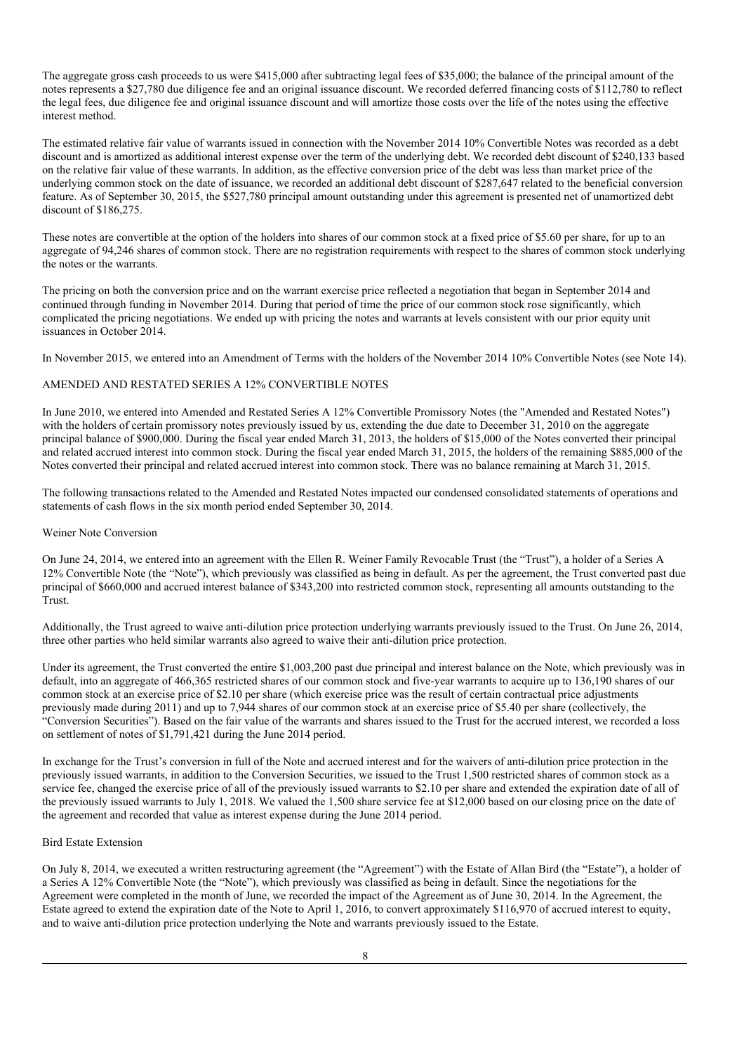The aggregate gross cash proceeds to us were $415,000 after subtracting legal fees of $35,000; the balance of the principal amount of the notes represents a $27,780 due diligence fee and an original issuance discount. We recorded deferred financing costs of $112,780 to reflect the legal fees, due diligence fee and original issuance discount and will amortize those costs over the life of the notes using the effective interest method.

The estimated relative fair value of warrants issued in connection with the November 2014 10% Convertible Notes was recorded as a debt discount and is amortized as additional interest expense over the term of the underlying debt. We recorded debt discount of $240,133 based on the relative fair value of these warrants. In addition, as the effective conversion price of the debt was less than market price of the underlying common stock on the date of issuance, we recorded an additional debt discount of $287,647 related to the beneficial conversion feature. As of September 30, 2015, the $527,780 principal amount outstanding under this agreement is presented net of unamortized debt discount of $186,275.

These notes are convertible at the option of the holders into shares of our common stock at a fixed price of $5.60 per share, for up to an aggregate of 94,246 shares of common stock. There are no registration requirements with respect to the shares of common stock underlying the notes or the warrants.

The pricing on both the conversion price and on the warrant exercise price reflected a negotiation that began in September 2014 and continued through funding in November 2014. During that period of time the price of our common stock rose significantly, which complicated the pricing negotiations. We ended up with pricing the notes and warrants at levels consistent with our prior equity unit issuances in October 2014.

In November 2015, we entered into an Amendment of Terms with the holders of the November 2014 10% Convertible Notes (see Note 14).

AMENDED AND RESTATED SERIES A 12% CONVERTIBLE NOTES

In June 2010, we entered into Amended and Restated Series A 12% Convertible Promissory Notes (the "Amended and Restated Notes") with the holders of certain promissory notes previously issued by us, extending the due date to December 31, 2010 on the aggregate principal balance of $900,000. During the fiscal year ended March 31, 2013, the holders of $15,000 of the Notes converted their principal and related accrued interest into common stock. During the fiscal year ended March 31, 2015, the holders of the remaining $885,000 of the Notes converted their principal and related accrued interest into common stock. There was no balance remaining at March 31, 2015.

The following transactions related to the Amended and Restated Notes impacted our condensed consolidated statements of operations and statements of cash flows in the six month period ended September 30, 2014.

Weiner Note Conversion

On June 24, 2014, we entered into an agreement with the Ellen R. Weiner Family Revocable Trust (the "Trust"), a holder of a Series A 12% Convertible Note (the "Note"), which previously was classified as being in default. As per the agreement, the Trust converted past due principal of $660,000 and accrued interest balance of $343,200 into restricted common stock, representing all amounts outstanding to the Trust.

Additionally, the Trust agreed to waive anti-dilution price protection underlying warrants previously issued to the Trust. On June 26, 2014, three other parties who held similar warrants also agreed to waive their anti-dilution price protection.

Under its agreement, the Trust converted the entire $1,003,200 past due principal and interest balance on the Note, which previously was in default, into an aggregate of 466,365 restricted shares of our common stock and five-year warrants to acquire up to 136,190 shares of our common stock at an exercise price of $2.10 per share (which exercise price was the result of certain contractual price adjustments previously made during 2011) and up to 7,944 shares of our common stock at an exercise price of $5.40 per share (collectively, the "Conversion Securities"). Based on the fair value of the warrants and shares issued to the Trust for the accrued interest, we recorded a loss on settlement of notes of $1,791,421 during the June 2014 period.

In exchange for the Trust's conversion in full of the Note and accrued interest and for the waivers of anti-dilution price protection in the previously issued warrants, in addition to the Conversion Securities, we issued to the Trust 1,500 restricted shares of common stock as a service fee, changed the exercise price of all of the previously issued warrants to $2.10 per share and extended the expiration date of all of the previously issued warrants to July 1, 2018. We valued the 1,500 share service fee at $12,000 based on our closing price on the date of the agreement and recorded that value as interest expense during the June 2014 period.

Bird Estate Extension

On July 8, 2014, we executed a written restructuring agreement (the "Agreement") with the Estate of Allan Bird (the "Estate"), a holder of a Series A 12% Convertible Note (the "Note"), which previously was classified as being in default. Since the negotiations for the Agreement were completed in the month of June, we recorded the impact of the Agreement as of June 30, 2014. In the Agreement, the Estate agreed to extend the expiration date of the Note to April 1, 2016, to convert approximately $116,970 of accrued interest to equity, and to waive anti-dilution price protection underlying the Note and warrants previously issued to the Estate.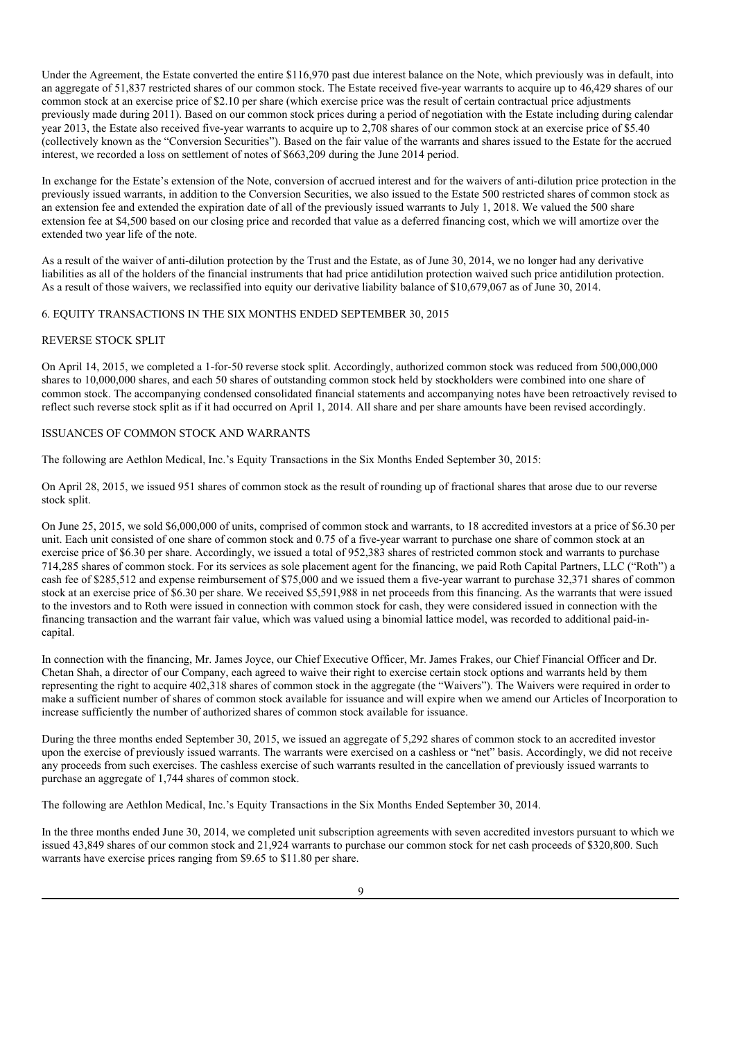Under the Agreement, the Estate converted the entire $116,970 past due interest balance on the Note, which previously was in default, into an aggregate of 51,837 restricted shares of our common stock. The Estate received five-year warrants to acquire up to 46,429 shares of our common stock at an exercise price of $2.10 per share (which exercise price was the result of certain contractual price adjustments previously made during 2011). Based on our common stock prices during a period of negotiation with the Estate including during calendar year 2013, the Estate also received five-year warrants to acquire up to 2,708 shares of our common stock at an exercise price of $5.40 (collectively known as the "Conversion Securities"). Based on the fair value of the warrants and shares issued to the Estate for the accrued interest, we recorded a loss on settlement of notes of $663,209 during the June 2014 period.

In exchange for the Estate's extension of the Note, conversion of accrued interest and for the waivers of anti-dilution price protection in the previously issued warrants, in addition to the Conversion Securities, we also issued to the Estate 500 restricted shares of common stock as an extension fee and extended the expiration date of all of the previously issued warrants to July 1, 2018. We valued the 500 share extension fee at $4,500 based on our closing price and recorded that value as a deferred financing cost, which we will amortize over the extended two year life of the note.

As a result of the waiver of anti-dilution protection by the Trust and the Estate, as of June 30, 2014, we no longer had any derivative liabilities as all of the holders of the financial instruments that had price antidilution protection waived such price antidilution protection. As a result of those waivers, we reclassified into equity our derivative liability balance of $10,679,067 as of June 30, 2014.

## 6. EQUITY TRANSACTIONS IN THE SIX MONTHS ENDED SEPTEMBER 30, 2015

### REVERSE STOCK SPLIT

On April 14, 2015, we completed a 1-for-50 reverse stock split. Accordingly, authorized common stock was reduced from 500,000,000 shares to 10,000,000 shares, and each 50 shares of outstanding common stock held by stockholders were combined into one share of common stock. The accompanying condensed consolidated financial statements and accompanying notes have been retroactively revised to reflect such reverse stock split as if it had occurred on April 1, 2014. All share and per share amounts have been revised accordingly.

### ISSUANCES OF COMMON STOCK AND WARRANTS

The following are Aethlon Medical, Inc.'s Equity Transactions in the Six Months Ended September 30, 2015:

On April 28, 2015, we issued 951 shares of common stock as the result of rounding up of fractional shares that arose due to our reverse stock split.

On June 25, 2015, we sold $6,000,000 of units, comprised of common stock and warrants, to 18 accredited investors at a price of $6.30 per unit. Each unit consisted of one share of common stock and 0.75 of a five-year warrant to purchase one share of common stock at an exercise price of $6.30 per share. Accordingly, we issued a total of 952,383 shares of restricted common stock and warrants to purchase 714,285 shares of common stock. For its services as sole placement agent for the financing, we paid Roth Capital Partners, LLC ("Roth") a cash fee of $285,512 and expense reimbursement of $75,000 and we issued them a five-year warrant to purchase 32,371 shares of common stock at an exercise price of $6.30 per share. We received $5,591,988 in net proceeds from this financing. As the warrants that were issued to the investors and to Roth were issued in connection with common stock for cash, they were considered issued in connection with the financing transaction and the warrant fair value, which was valued using a binomial lattice model, was recorded to additional paid-in-capital.

In connection with the financing, Mr. James Joyce, our Chief Executive Officer, Mr. James Frakes, our Chief Financial Officer and Dr. Chetan Shah, a director of our Company, each agreed to waive their right to exercise certain stock options and warrants held by them representing the right to acquire 402,318 shares of common stock in the aggregate (the "Waivers"). The Waivers were required in order to make a sufficient number of shares of common stock available for issuance and will expire when we amend our Articles of Incorporation to increase sufficiently the number of authorized shares of common stock available for issuance.

During the three months ended September 30, 2015, we issued an aggregate of 5,292 shares of common stock to an accredited investor upon the exercise of previously issued warrants. The warrants were exercised on a cashless or "net" basis. Accordingly, we did not receive any proceeds from such exercises. The cashless exercise of such warrants resulted in the cancellation of previously issued warrants to purchase an aggregate of 1,744 shares of common stock.

The following are Aethlon Medical, Inc.'s Equity Transactions in the Six Months Ended September 30, 2014.

In the three months ended June 30, 2014, we completed unit subscription agreements with seven accredited investors pursuant to which we issued 43,849 shares of our common stock and 21,924 warrants to purchase our common stock for net cash proceeds of $320,800. Such warrants have exercise prices ranging from $9.65 to $11.80 per share.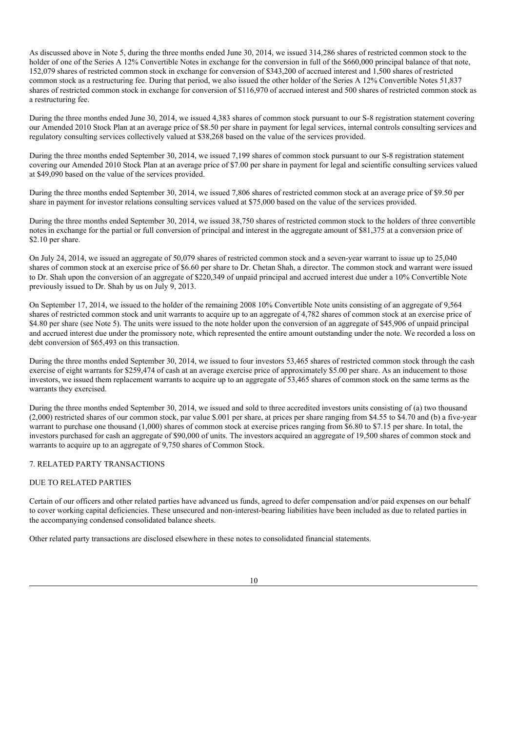As discussed above in Note 5, during the three months ended June 30, 2014, we issued 314,286 shares of restricted common stock to the holder of one of the Series A 12% Convertible Notes in exchange for the conversion in full of the $660,000 principal balance of that note, 152,079 shares of restricted common stock in exchange for conversion of $343,200 of accrued interest and 1,500 shares of restricted common stock as a restructuring fee. During that period, we also issued the other holder of the Series A 12% Convertible Notes 51,837 shares of restricted common stock in exchange for conversion of $116,970 of accrued interest and 500 shares of restricted common stock as a restructuring fee.

During the three months ended June 30, 2014, we issued 4,383 shares of common stock pursuant to our S-8 registration statement covering our Amended 2010 Stock Plan at an average price of $8.50 per share in payment for legal services, internal controls consulting services and regulatory consulting services collectively valued at $38,268 based on the value of the services provided.

During the three months ended September 30, 2014, we issued 7,199 shares of common stock pursuant to our S-8 registration statement covering our Amended 2010 Stock Plan at an average price of $7.00 per share in payment for legal and scientific consulting services valued at $49,090 based on the value of the services provided.

During the three months ended September 30, 2014, we issued 7,806 shares of restricted common stock at an average price of $9.50 per share in payment for investor relations consulting services valued at $75,000 based on the value of the services provided.

During the three months ended September 30, 2014, we issued 38,750 shares of restricted common stock to the holders of three convertible notes in exchange for the partial or full conversion of principal and interest in the aggregate amount of $81,375 at a conversion price of $2.10 per share.

On July 24, 2014, we issued an aggregate of 50,079 shares of restricted common stock and a seven-year warrant to issue up to 25,040 shares of common stock at an exercise price of $6.60 per share to Dr. Chetan Shah, a director. The common stock and warrant were issued to Dr. Shah upon the conversion of an aggregate of $220,349 of unpaid principal and accrued interest due under a 10% Convertible Note previously issued to Dr. Shah by us on July 9, 2013.

On September 17, 2014, we issued to the holder of the remaining 2008 10% Convertible Note units consisting of an aggregate of 9,564 shares of restricted common stock and unit warrants to acquire up to an aggregate of 4,782 shares of common stock at an exercise price of $4.80 per share (see Note 5). The units were issued to the note holder upon the conversion of an aggregate of $45,906 of unpaid principal and accrued interest due under the promissory note, which represented the entire amount outstanding under the note. We recorded a loss on debt conversion of $65,493 on this transaction.

During the three months ended September 30, 2014, we issued to four investors 53,465 shares of restricted common stock through the cash exercise of eight warrants for $259,474 of cash at an average exercise price of approximately $5.00 per share. As an inducement to those investors, we issued them replacement warrants to acquire up to an aggregate of 53,465 shares of common stock on the same terms as the warrants they exercised.

During the three months ended September 30, 2014, we issued and sold to three accredited investors units consisting of (a) two thousand (2,000) restricted shares of our common stock, par value $.001 per share, at prices per share ranging from $4.55 to $4.70 and (b) a five-year warrant to purchase one thousand (1,000) shares of common stock at exercise prices ranging from $6.80 to $7.15 per share. In total, the investors purchased for cash an aggregate of $90,000 of units. The investors acquired an aggregate of 19,500 shares of common stock and warrants to acquire up to an aggregate of 9,750 shares of Common Stock.

## 7. RELATED PARTY TRANSACTIONS

### DUE TO RELATED PARTIES

Certain of our officers and other related parties have advanced us funds, agreed to defer compensation and/or paid expenses on our behalf to cover working capital deficiencies. These unsecured and non-interest-bearing liabilities have been included as due to related parties in the accompanying condensed consolidated balance sheets.

Other related party transactions are disclosed elsewhere in these notes to consolidated financial statements.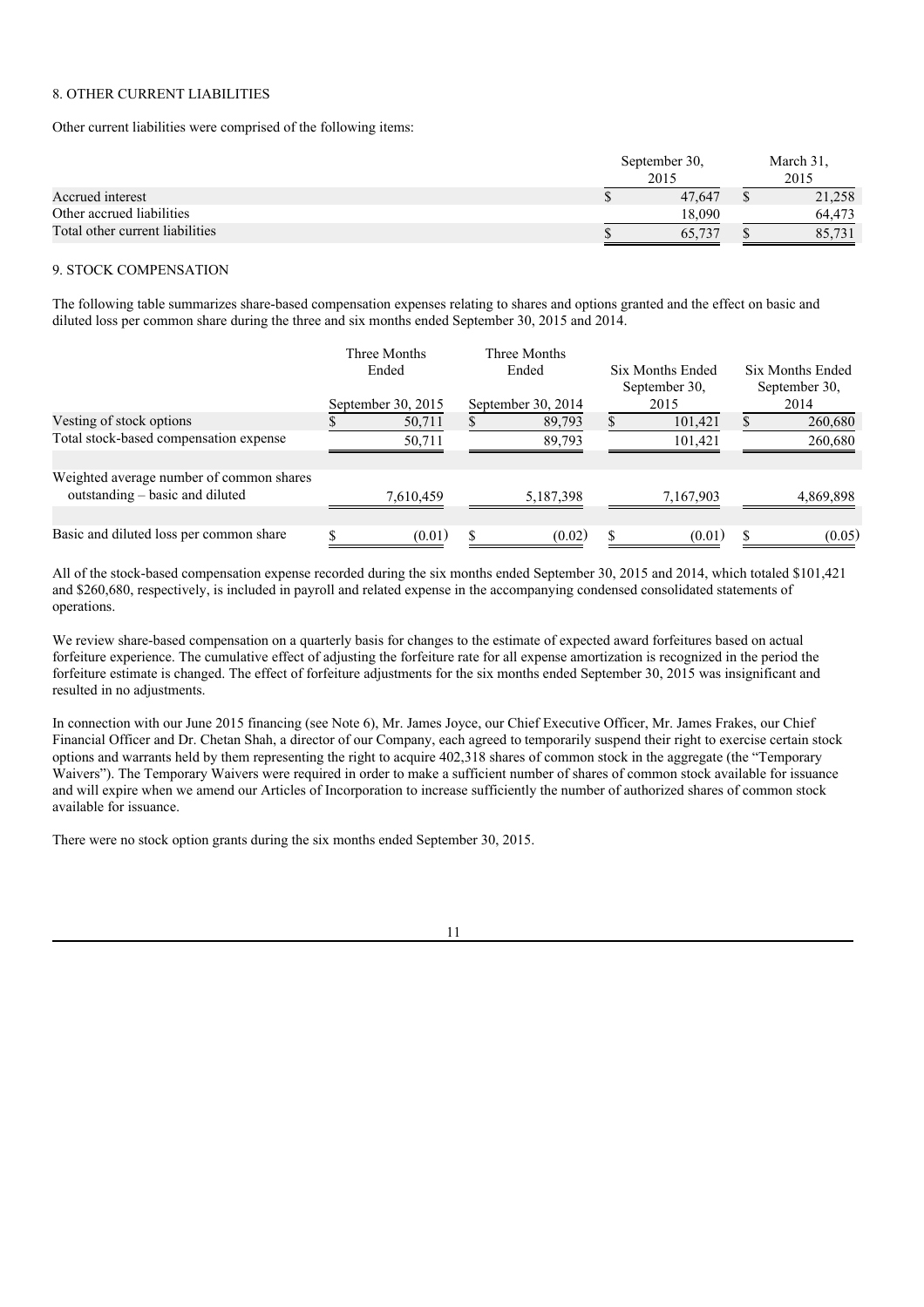## 8. OTHER CURRENT LIABILITIES

Other current liabilities were comprised of the following items:

| | September 30, 2015 | March 31, 2015 |
|---|---|---|
| Accrued interest | $ 47,647 | $ 21,258 |
| Other accrued liabilities | 18,090 | 64,473 |
| Total other current liabilities | $ 65,737 | $ 85,731 |

## 9. STOCK COMPENSATION

The following table summarizes share-based compensation expenses relating to shares and options granted and the effect on basic and diluted loss per common share during the three and six months ended September 30, 2015 and 2014.

| | Three Months Ended September 30, 2015 | Three Months Ended September 30, 2014 | Six Months Ended September 30, 2015 | Six Months Ended September 30, 2014 |
|---|---|---|---|---|
| Vesting of stock options | $ 50,711 | $ 89,793 | $ 101,421 | $ 260,680 |
| Total stock-based compensation expense | 50,711 | 89,793 | 101,421 | 260,680 |
| Weighted average number of common shares outstanding – basic and diluted | 7,610,459 | 5,187,398 | 7,167,903 | 4,869,898 |
| Basic and diluted loss per common share | $ (0.01) | $ (0.02) | $ (0.01) | $ (0.05) |

All of the stock-based compensation expense recorded during the six months ended September 30, 2015 and 2014, which totaled $101,421 and $260,680, respectively, is included in payroll and related expense in the accompanying condensed consolidated statements of operations.

We review share-based compensation on a quarterly basis for changes to the estimate of expected award forfeitures based on actual forfeiture experience. The cumulative effect of adjusting the forfeiture rate for all expense amortization is recognized in the period the forfeiture estimate is changed. The effect of forfeiture adjustments for the six months ended September 30, 2015 was insignificant and resulted in no adjustments.

In connection with our June 2015 financing (see Note 6), Mr. James Joyce, our Chief Executive Officer, Mr. James Frakes, our Chief Financial Officer and Dr. Chetan Shah, a director of our Company, each agreed to temporarily suspend their right to exercise certain stock options and warrants held by them representing the right to acquire 402,318 shares of common stock in the aggregate (the "Temporary Waivers"). The Temporary Waivers were required in order to make a sufficient number of shares of common stock available for issuance and will expire when we amend our Articles of Incorporation to increase sufficiently the number of authorized shares of common stock available for issuance.

There were no stock option grants during the six months ended September 30, 2015.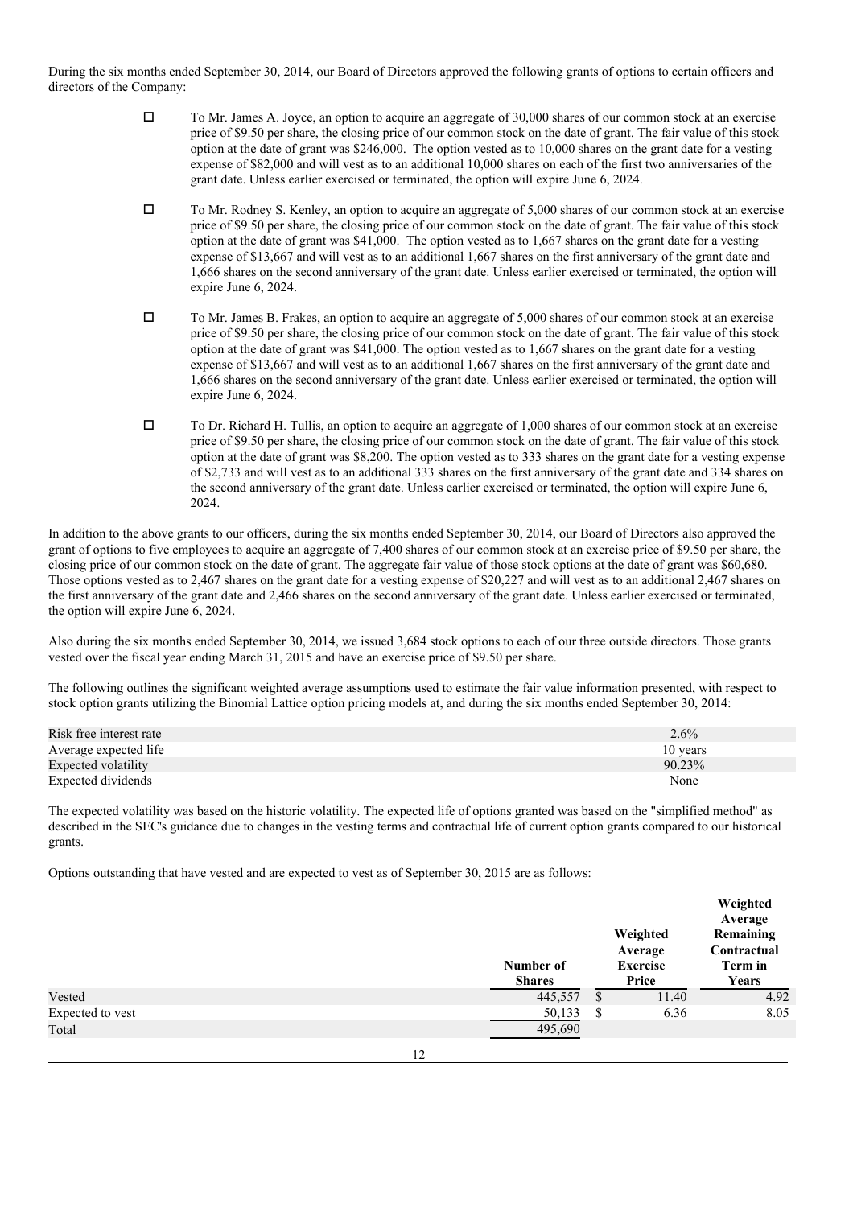During the six months ended September 30, 2014, our Board of Directors approved the following grants of options to certain officers and directors of the Company:

- To Mr. James A. Joyce, an option to acquire an aggregate of 30,000 shares of our common stock at an exercise price of $9.50 per share, the closing price of our common stock on the date of grant. The fair value of this stock option at the date of grant was $246,000. The option vested as to 10,000 shares on the grant date for a vesting expense of $82,000 and will vest as to an additional 10,000 shares on each of the first two anniversaries of the grant date. Unless earlier exercised or terminated, the option will expire June 6, 2024.

- To Mr. Rodney S. Kenley, an option to acquire an aggregate of 5,000 shares of our common stock at an exercise price of $9.50 per share, the closing price of our common stock on the date of grant. The fair value of this stock option at the date of grant was $41,000. The option vested as to 1,667 shares on the grant date for a vesting expense of $13,667 and will vest as to an additional 1,667 shares on the first anniversary of the grant date and 1,666 shares on the second anniversary of the grant date. Unless earlier exercised or terminated, the option will expire June 6, 2024.

- To Mr. James B. Frakes, an option to acquire an aggregate of 5,000 shares of our common stock at an exercise price of $9.50 per share, the closing price of our common stock on the date of grant. The fair value of this stock option at the date of grant was $41,000. The option vested as to 1,667 shares on the grant date for a vesting expense of $13,667 and will vest as to an additional 1,667 shares on the first anniversary of the grant date and 1,666 shares on the second anniversary of the grant date. Unless earlier exercised or terminated, the option will expire June 6, 2024.

- To Dr. Richard H. Tullis, an option to acquire an aggregate of 1,000 shares of our common stock at an exercise price of $9.50 per share, the closing price of our common stock on the date of grant. The fair value of this stock option at the date of grant was $8,200. The option vested as to 333 shares on the grant date for a vesting expense of $2,733 and will vest as to an additional 333 shares on the first anniversary of the grant date and 334 shares on the second anniversary of the grant date. Unless earlier exercised or terminated, the option will expire June 6, 2024.

In addition to the above grants to our officers, during the six months ended September 30, 2014, our Board of Directors also approved the grant of options to five employees to acquire an aggregate of 7,400 shares of our common stock at an exercise price of $9.50 per share, the closing price of our common stock on the date of grant. The aggregate fair value of those stock options at the date of grant was $60,680. Those options vested as to 2,467 shares on the grant date for a vesting expense of $20,227 and will vest as to an additional 2,467 shares on the first anniversary of the grant date and 2,466 shares on the second anniversary of the grant date. Unless earlier exercised or terminated, the option will expire June 6, 2024.

Also during the six months ended September 30, 2014, we issued 3,684 stock options to each of our three outside directors. Those grants vested over the fiscal year ending March 31, 2015 and have an exercise price of $9.50 per share.

The following outlines the significant weighted average assumptions used to estimate the fair value information presented, with respect to stock option grants utilizing the Binomial Lattice option pricing models at, and during the six months ended September 30, 2014:

| | |
|---|---|
| Risk free interest rate | 2.6% |
| Average expected life | 10 years |
| Expected volatility | 90.23% |
| Expected dividends | None |

The expected volatility was based on the historic volatility. The expected life of options granted was based on the "simplified method" as described in the SEC's guidance due to changes in the vesting terms and contractual life of current option grants compared to our historical grants.

Options outstanding that have vested and are expected to vest as of September 30, 2015 are as follows:

| | Number of Shares | Weighted Average Exercise Price | Weighted Average Remaining Contractual Term in Years |
|---|---|---|---|
| Vested | 445,557 | $ 11.40 | 4.92 |
| Expected to vest | 50,133 | $ 6.36 | 8.05 |
| Total | 495,690 | | |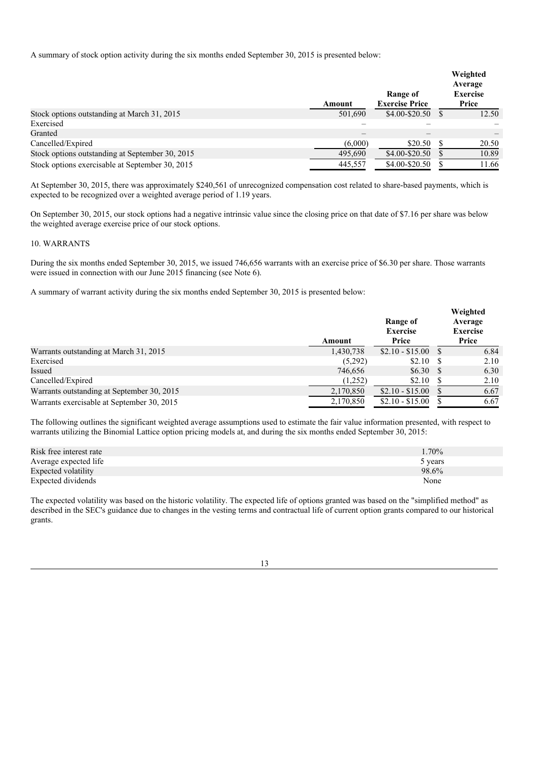A summary of stock option activity during the six months ended September 30, 2015 is presented below:

| | Amount | Range of Exercise Price | Weighted Average Exercise Price |
|---|---|---|---|
| Stock options outstanding at March 31, 2015 | 501,690 | $4.00-$20.50 | $ 12.50 |
| Exercised | – | – | – |
| Granted | – | – | – |
| Cancelled/Expired | (6,000) | $20.50 | $ 20.50 |
| Stock options outstanding at September 30, 2015 | 495,690 | $4.00-$20.50 | $ 10.89 |
| Stock options exercisable at September 30, 2015 | 445,557 | $4.00-$20.50 | $ 11.66 |

At September 30, 2015, there was approximately $240,561 of unrecognized compensation cost related to share-based payments, which is expected to be recognized over a weighted average period of 1.19 years.

On September 30, 2015, our stock options had a negative intrinsic value since the closing price on that date of $7.16 per share was below the weighted average exercise price of our stock options.

10. WARRANTS

During the six months ended September 30, 2015, we issued 746,656 warrants with an exercise price of $6.30 per share. Those warrants were issued in connection with our June 2015 financing (see Note 6).

A summary of warrant activity during the six months ended September 30, 2015 is presented below:

| | Amount | Range of Exercise Price | Weighted Average Exercise Price |
|---|---|---|---|
| Warrants outstanding at March 31, 2015 | 1,430,738 | $2.10 - $15.00 | $ 6.84 |
| Exercised | (5,292) | $2.10 | $ 2.10 |
| Issued | 746,656 | $6.30 | $ 6.30 |
| Cancelled/Expired | (1,252) | $2.10 | $ 2.10 |
| Warrants outstanding at September 30, 2015 | 2,170,850 | $2.10 - $15.00 | $ 6.67 |
| Warrants exercisable at September 30, 2015 | 2,170,850 | $2.10 - $15.00 | $ 6.67 |

The following outlines the significant weighted average assumptions used to estimate the fair value information presented, with respect to warrants utilizing the Binomial Lattice option pricing models at, and during the six months ended September 30, 2015:

| | |
|---|---|
| Risk free interest rate | 1.70% |
| Average expected life | 5 years |
| Expected volatility | 98.6% |
| Expected dividends | None |

The expected volatility was based on the historic volatility. The expected life of options granted was based on the "simplified method" as described in the SEC's guidance due to changes in the vesting terms and contractual life of current option grants compared to our historical grants.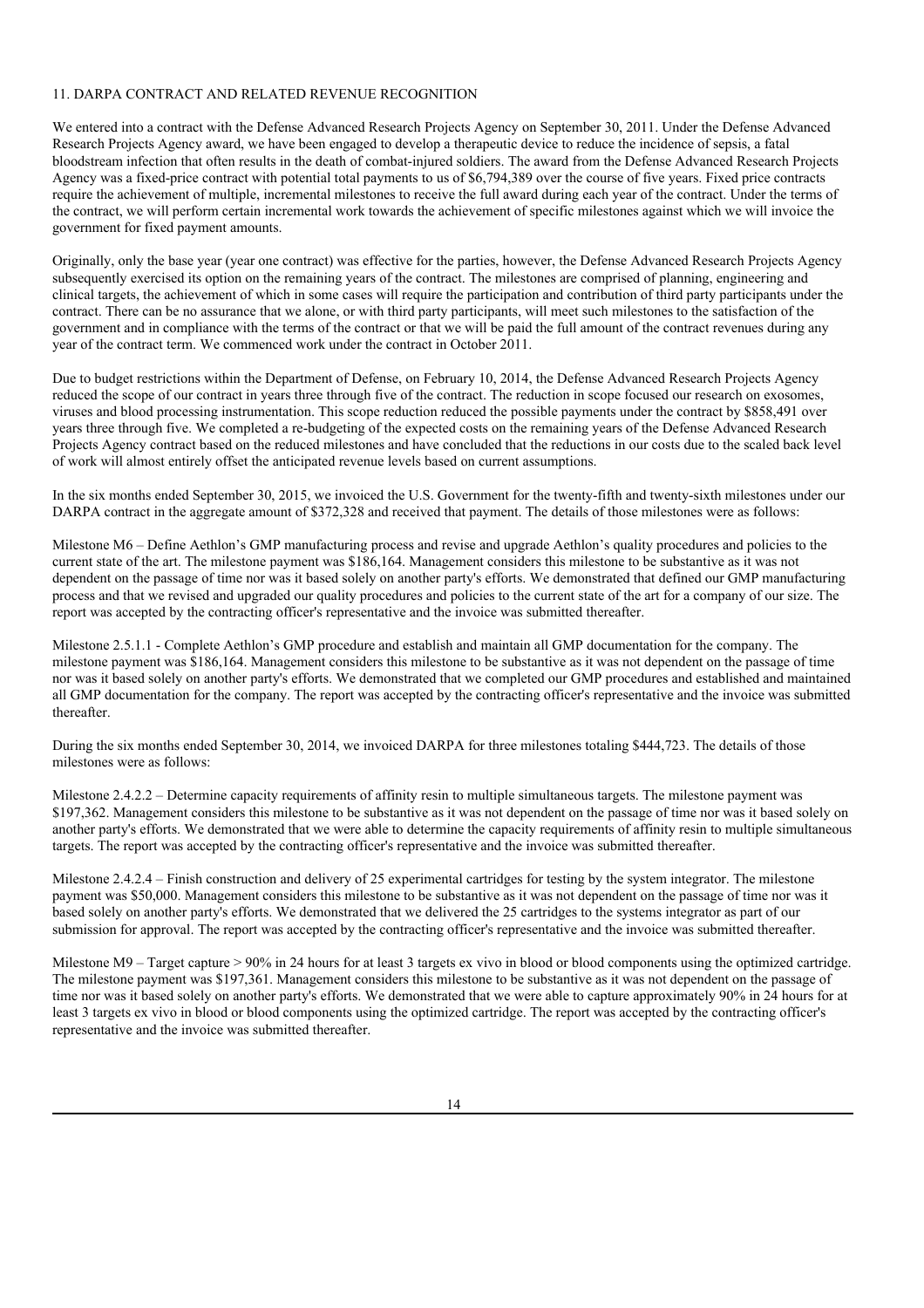## 11. DARPA CONTRACT AND RELATED REVENUE RECOGNITION

We entered into a contract with the Defense Advanced Research Projects Agency on September 30, 2011. Under the Defense Advanced Research Projects Agency award, we have been engaged to develop a therapeutic device to reduce the incidence of sepsis, a fatal bloodstream infection that often results in the death of combat-injured soldiers. The award from the Defense Advanced Research Projects Agency was a fixed-price contract with potential total payments to us of $6,794,389 over the course of five years. Fixed price contracts require the achievement of multiple, incremental milestones to receive the full award during each year of the contract. Under the terms of the contract, we will perform certain incremental work towards the achievement of specific milestones against which we will invoice the government for fixed payment amounts.

Originally, only the base year (year one contract) was effective for the parties, however, the Defense Advanced Research Projects Agency subsequently exercised its option on the remaining years of the contract. The milestones are comprised of planning, engineering and clinical targets, the achievement of which in some cases will require the participation and contribution of third party participants under the contract. There can be no assurance that we alone, or with third party participants, will meet such milestones to the satisfaction of the government and in compliance with the terms of the contract or that we will be paid the full amount of the contract revenues during any year of the contract term. We commenced work under the contract in October 2011.

Due to budget restrictions within the Department of Defense, on February 10, 2014, the Defense Advanced Research Projects Agency reduced the scope of our contract in years three through five of the contract. The reduction in scope focused our research on exosomes, viruses and blood processing instrumentation. This scope reduction reduced the possible payments under the contract by $858,491 over years three through five. We completed a re-budgeting of the expected costs on the remaining years of the Defense Advanced Research Projects Agency contract based on the reduced milestones and have concluded that the reductions in our costs due to the scaled back level of work will almost entirely offset the anticipated revenue levels based on current assumptions.

In the six months ended September 30, 2015, we invoiced the U.S. Government for the twenty-fifth and twenty-sixth milestones under our DARPA contract in the aggregate amount of $372,328 and received that payment. The details of those milestones were as follows:

Milestone M6 – Define Aethlon's GMP manufacturing process and revise and upgrade Aethlon's quality procedures and policies to the current state of the art. The milestone payment was $186,164. Management considers this milestone to be substantive as it was not dependent on the passage of time nor was it based solely on another party's efforts. We demonstrated that defined our GMP manufacturing process and that we revised and upgraded our quality procedures and policies to the current state of the art for a company of our size. The report was accepted by the contracting officer's representative and the invoice was submitted thereafter.

Milestone 2.5.1.1 - Complete Aethlon's GMP procedure and establish and maintain all GMP documentation for the company. The milestone payment was $186,164. Management considers this milestone to be substantive as it was not dependent on the passage of time nor was it based solely on another party's efforts. We demonstrated that we completed our GMP procedures and established and maintained all GMP documentation for the company. The report was accepted by the contracting officer's representative and the invoice was submitted thereafter.

During the six months ended September 30, 2014, we invoiced DARPA for three milestones totaling $444,723. The details of those milestones were as follows:

Milestone 2.4.2.2 – Determine capacity requirements of affinity resin to multiple simultaneous targets. The milestone payment was $197,362. Management considers this milestone to be substantive as it was not dependent on the passage of time nor was it based solely on another party's efforts. We demonstrated that we were able to determine the capacity requirements of affinity resin to multiple simultaneous targets. The report was accepted by the contracting officer's representative and the invoice was submitted thereafter.

Milestone 2.4.2.4 – Finish construction and delivery of 25 experimental cartridges for testing by the system integrator. The milestone payment was $50,000. Management considers this milestone to be substantive as it was not dependent on the passage of time nor was it based solely on another party's efforts. We demonstrated that we delivered the 25 cartridges to the systems integrator as part of our submission for approval. The report was accepted by the contracting officer's representative and the invoice was submitted thereafter.

Milestone M9 – Target capture > 90% in 24 hours for at least 3 targets ex vivo in blood or blood components using the optimized cartridge. The milestone payment was $197,361. Management considers this milestone to be substantive as it was not dependent on the passage of time nor was it based solely on another party's efforts. We demonstrated that we were able to capture approximately 90% in 24 hours for at least 3 targets ex vivo in blood or blood components using the optimized cartridge. The report was accepted by the contracting officer's representative and the invoice was submitted thereafter.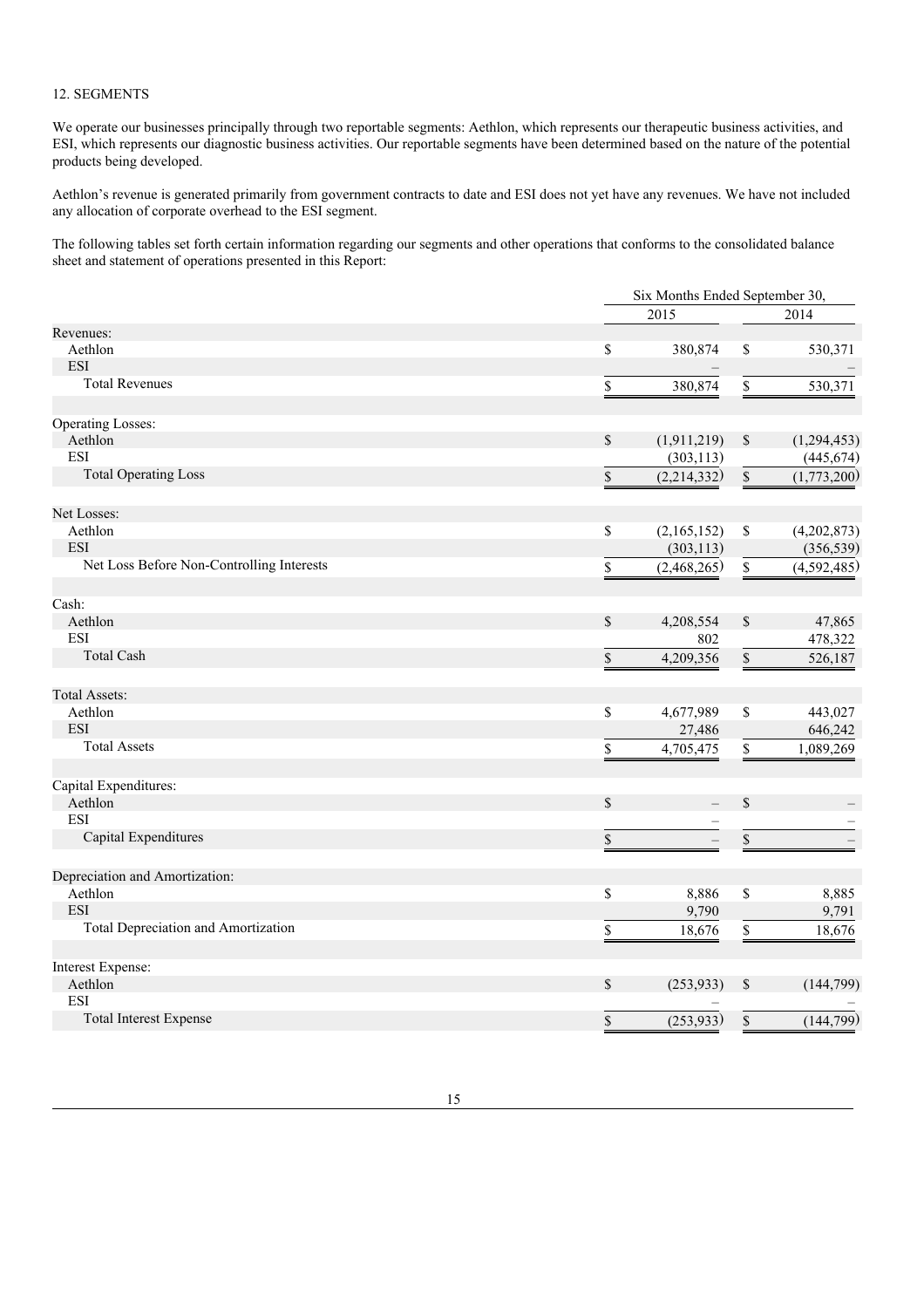12. SEGMENTS

We operate our businesses principally through two reportable segments: Aethlon, which represents our therapeutic business activities, and ESI, which represents our diagnostic business activities. Our reportable segments have been determined based on the nature of the potential products being developed.

Aethlon's revenue is generated primarily from government contracts to date and ESI does not yet have any revenues. We have not included any allocation of corporate overhead to the ESI segment.

The following tables set forth certain information regarding our segments and other operations that conforms to the consolidated balance sheet and statement of operations presented in this Report:

| | Six Months Ended September 30, | |
|---|---|---|
| | 2015 | 2014 |
| Revenues: | | |
| Aethlon | $ 380,874 | $ 530,371 |
| ESI | – | – |
| Total Revenues | $ 380,874 | $ 530,371 |
| Operating Losses: | | |
| Aethlon | $ (1,911,219) | $ (1,294,453) |
| ESI | (303,113) | (445,674) |
| Total Operating Loss | $ (2,214,332) | $ (1,773,200) |
| Net Losses: | | |
| Aethlon | $ (2,165,152) | $ (4,202,873) |
| ESI | (303,113) | (356,539) |
| Net Loss Before Non-Controlling Interests | $ (2,468,265) | $ (4,592,485) |
| Cash: | | |
| Aethlon | $ 4,208,554 | $ 47,865 |
| ESI | 802 | 478,322 |
| Total Cash | $ 4,209,356 | $ 526,187 |
| Total Assets: | | |
| Aethlon | $ 4,677,989 | $ 443,027 |
| ESI | 27,486 | 646,242 |
| Total Assets | $ 4,705,475 | $ 1,089,269 |
| Capital Expenditures: | | |
| Aethlon | $ – | $ – |
| ESI | – | – |
| Capital Expenditures | $ – | $ – |
| Depreciation and Amortization: | | |
| Aethlon | $ 8,886 | $ 8,885 |
| ESI | 9,790 | 9,791 |
| Total Depreciation and Amortization | $ 18,676 | $ 18,676 |
| Interest Expense: | | |
| Aethlon | $ (253,933) | $ (144,799) |
| ESI | – | – |
| Total Interest Expense | $ (253,933) | $ (144,799) |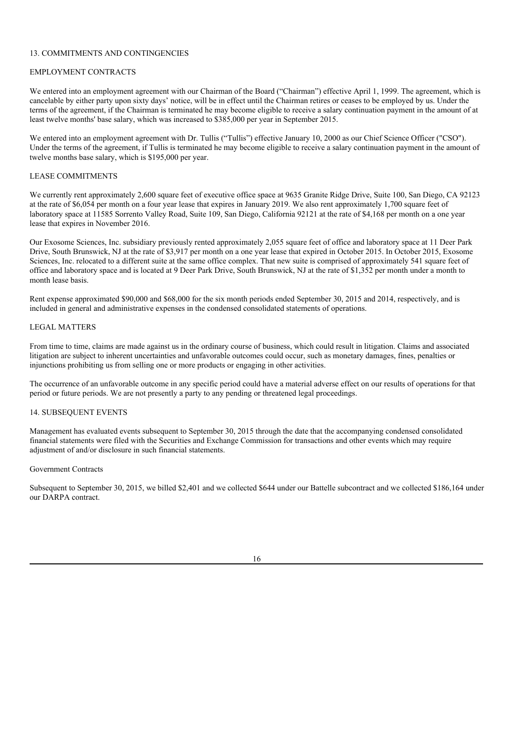## 13. COMMITMENTS AND CONTINGENCIES

### EMPLOYMENT CONTRACTS

We entered into an employment agreement with our Chairman of the Board ("Chairman") effective April 1, 1999. The agreement, which is cancelable by either party upon sixty days' notice, will be in effect until the Chairman retires or ceases to be employed by us. Under the terms of the agreement, if the Chairman is terminated he may become eligible to receive a salary continuation payment in the amount of at least twelve months' base salary, which was increased to $385,000 per year in September 2015.

We entered into an employment agreement with Dr. Tullis ("Tullis") effective January 10, 2000 as our Chief Science Officer ("CSO"). Under the terms of the agreement, if Tullis is terminated he may become eligible to receive a salary continuation payment in the amount of twelve months base salary, which is $195,000 per year.

### LEASE COMMITMENTS

We currently rent approximately 2,600 square feet of executive office space at 9635 Granite Ridge Drive, Suite 100, San Diego, CA 92123 at the rate of $6,054 per month on a four year lease that expires in January 2019. We also rent approximately 1,700 square feet of laboratory space at 11585 Sorrento Valley Road, Suite 109, San Diego, California 92121 at the rate of $4,168 per month on a one year lease that expires in November 2016.

Our Exosome Sciences, Inc. subsidiary previously rented approximately 2,055 square feet of office and laboratory space at 11 Deer Park Drive, South Brunswick, NJ at the rate of $3,917 per month on a one year lease that expired in October 2015. In October 2015, Exosome Sciences, Inc. relocated to a different suite at the same office complex. That new suite is comprised of approximately 541 square feet of office and laboratory space and is located at 9 Deer Park Drive, South Brunswick, NJ at the rate of $1,352 per month under a month to month lease basis.

Rent expense approximated $90,000 and $68,000 for the six month periods ended September 30, 2015 and 2014, respectively, and is included in general and administrative expenses in the condensed consolidated statements of operations.

### LEGAL MATTERS

From time to time, claims are made against us in the ordinary course of business, which could result in litigation. Claims and associated litigation are subject to inherent uncertainties and unfavorable outcomes could occur, such as monetary damages, fines, penalties or injunctions prohibiting us from selling one or more products or engaging in other activities.

The occurrence of an unfavorable outcome in any specific period could have a material adverse effect on our results of operations for that period or future periods. We are not presently a party to any pending or threatened legal proceedings.

## 14. SUBSEQUENT EVENTS

Management has evaluated events subsequent to September 30, 2015 through the date that the accompanying condensed consolidated financial statements were filed with the Securities and Exchange Commission for transactions and other events which may require adjustment of and/or disclosure in such financial statements.

### Government Contracts

Subsequent to September 30, 2015, we billed $2,401 and we collected $644 under our Battelle subcontract and we collected $186,164 under our DARPA contract.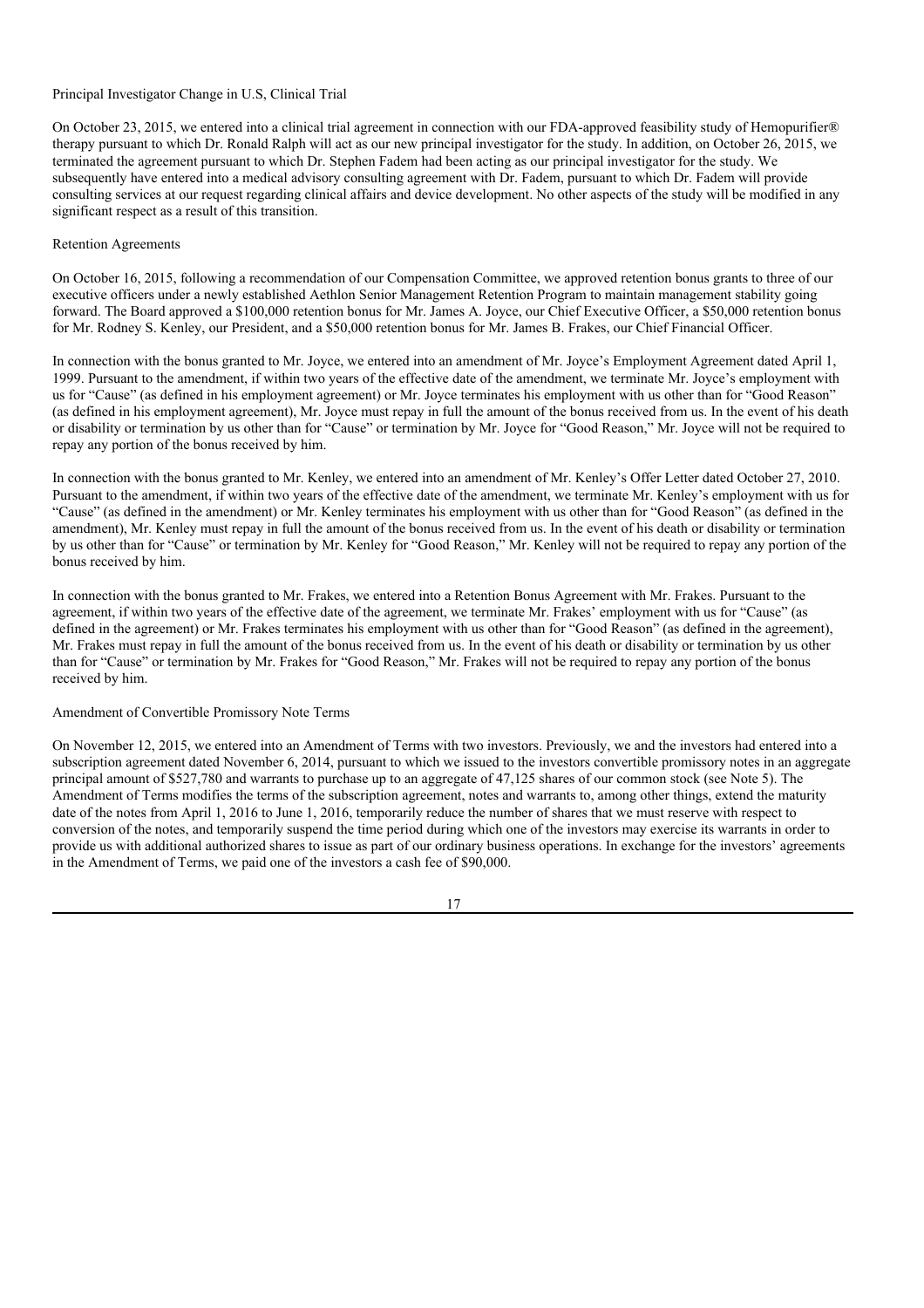Principal Investigator Change in U.S, Clinical Trial

On October 23, 2015, we entered into a clinical trial agreement in connection with our FDA-approved feasibility study of Hemopurifier® therapy pursuant to which Dr. Ronald Ralph will act as our new principal investigator for the study. In addition, on October 26, 2015, we terminated the agreement pursuant to which Dr. Stephen Fadem had been acting as our principal investigator for the study. We subsequently have entered into a medical advisory consulting agreement with Dr. Fadem, pursuant to which Dr. Fadem will provide consulting services at our request regarding clinical affairs and device development. No other aspects of the study will be modified in any significant respect as a result of this transition.

Retention Agreements

On October 16, 2015, following a recommendation of our Compensation Committee, we approved retention bonus grants to three of our executive officers under a newly established Aethlon Senior Management Retention Program to maintain management stability going forward. The Board approved a $100,000 retention bonus for Mr. James A. Joyce, our Chief Executive Officer, a $50,000 retention bonus for Mr. Rodney S. Kenley, our President, and a $50,000 retention bonus for Mr. James B. Frakes, our Chief Financial Officer.

In connection with the bonus granted to Mr. Joyce, we entered into an amendment of Mr. Joyce's Employment Agreement dated April 1, 1999. Pursuant to the amendment, if within two years of the effective date of the amendment, we terminate Mr. Joyce's employment with us for "Cause" (as defined in his employment agreement) or Mr. Joyce terminates his employment with us other than for "Good Reason" (as defined in his employment agreement), Mr. Joyce must repay in full the amount of the bonus received from us. In the event of his death or disability or termination by us other than for "Cause" or termination by Mr. Joyce for "Good Reason," Mr. Joyce will not be required to repay any portion of the bonus received by him.

In connection with the bonus granted to Mr. Kenley, we entered into an amendment of Mr. Kenley's Offer Letter dated October 27, 2010. Pursuant to the amendment, if within two years of the effective date of the amendment, we terminate Mr. Kenley's employment with us for "Cause" (as defined in the amendment) or Mr. Kenley terminates his employment with us other than for "Good Reason" (as defined in the amendment), Mr. Kenley must repay in full the amount of the bonus received from us. In the event of his death or disability or termination by us other than for "Cause" or termination by Mr. Kenley for "Good Reason," Mr. Kenley will not be required to repay any portion of the bonus received by him.

In connection with the bonus granted to Mr. Frakes, we entered into a Retention Bonus Agreement with Mr. Frakes. Pursuant to the agreement, if within two years of the effective date of the agreement, we terminate Mr. Frakes' employment with us for "Cause" (as defined in the agreement) or Mr. Frakes terminates his employment with us other than for "Good Reason" (as defined in the agreement), Mr. Frakes must repay in full the amount of the bonus received from us. In the event of his death or disability or termination by us other than for "Cause" or termination by Mr. Frakes for "Good Reason," Mr. Frakes will not be required to repay any portion of the bonus received by him.

Amendment of Convertible Promissory Note Terms

On November 12, 2015, we entered into an Amendment of Terms with two investors. Previously, we and the investors had entered into a subscription agreement dated November 6, 2014, pursuant to which we issued to the investors convertible promissory notes in an aggregate principal amount of $527,780 and warrants to purchase up to an aggregate of 47,125 shares of our common stock (see Note 5). The Amendment of Terms modifies the terms of the subscription agreement, notes and warrants to, among other things, extend the maturity date of the notes from April 1, 2016 to June 1, 2016, temporarily reduce the number of shares that we must reserve with respect to conversion of the notes, and temporarily suspend the time period during which one of the investors may exercise its warrants in order to provide us with additional authorized shares to issue as part of our ordinary business operations. In exchange for the investors' agreements in the Amendment of Terms, we paid one of the investors a cash fee of $90,000.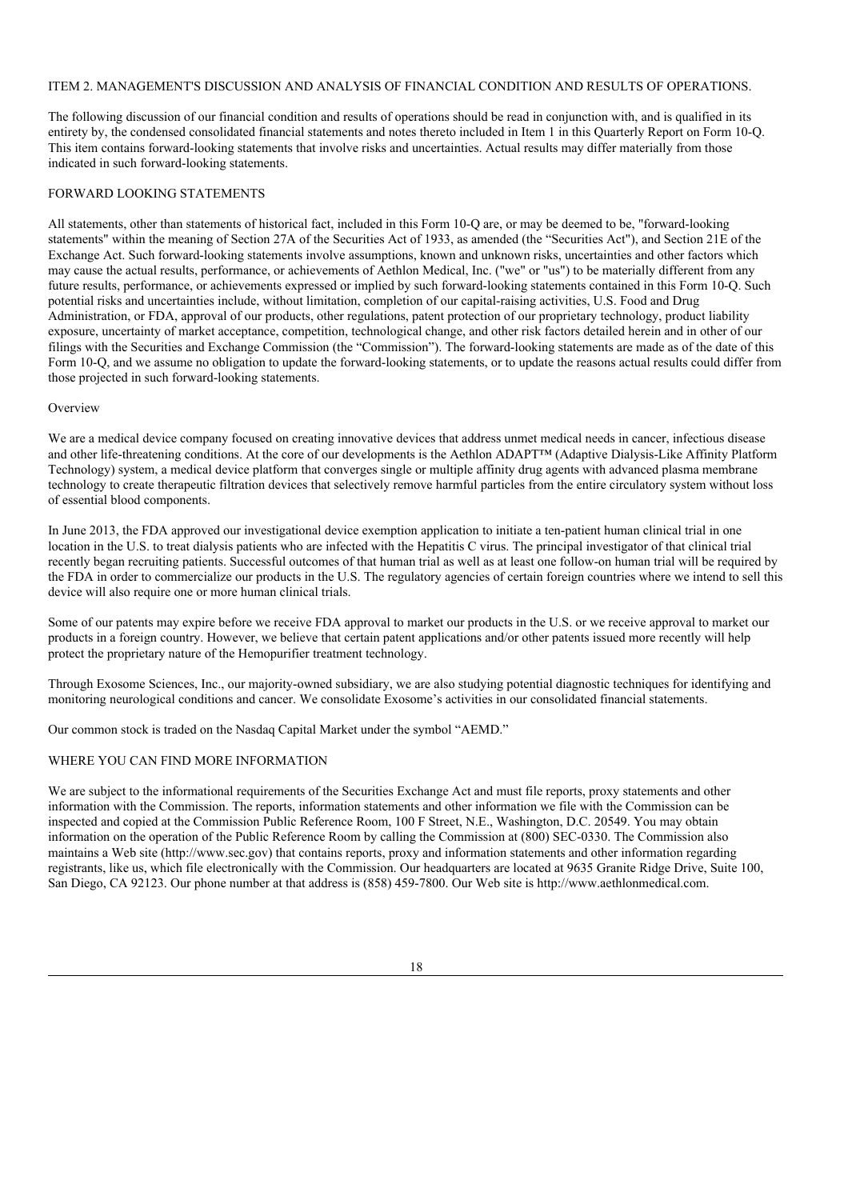## ITEM 2. MANAGEMENT'S DISCUSSION AND ANALYSIS OF FINANCIAL CONDITION AND RESULTS OF OPERATIONS.

The following discussion of our financial condition and results of operations should be read in conjunction with, and is qualified in its entirety by, the condensed consolidated financial statements and notes thereto included in Item 1 in this Quarterly Report on Form 10-Q. This item contains forward-looking statements that involve risks and uncertainties. Actual results may differ materially from those indicated in such forward-looking statements.

### FORWARD LOOKING STATEMENTS

All statements, other than statements of historical fact, included in this Form 10-Q are, or may be deemed to be, "forward-looking statements" within the meaning of Section 27A of the Securities Act of 1933, as amended (the "Securities Act"), and Section 21E of the Exchange Act. Such forward-looking statements involve assumptions, known and unknown risks, uncertainties and other factors which may cause the actual results, performance, or achievements of Aethlon Medical, Inc. ("we" or "us") to be materially different from any future results, performance, or achievements expressed or implied by such forward-looking statements contained in this Form 10-Q. Such potential risks and uncertainties include, without limitation, completion of our capital-raising activities, U.S. Food and Drug Administration, or FDA, approval of our products, other regulations, patent protection of our proprietary technology, product liability exposure, uncertainty of market acceptance, competition, technological change, and other risk factors detailed herein and in other of our filings with the Securities and Exchange Commission (the "Commission"). The forward-looking statements are made as of the date of this Form 10-Q, and we assume no obligation to update the forward-looking statements, or to update the reasons actual results could differ from those projected in such forward-looking statements.

### Overview

We are a medical device company focused on creating innovative devices that address unmet medical needs in cancer, infectious disease and other life-threatening conditions. At the core of our developments is the Aethlon ADAPT™ (Adaptive Dialysis-Like Affinity Platform Technology) system, a medical device platform that converges single or multiple affinity drug agents with advanced plasma membrane technology to create therapeutic filtration devices that selectively remove harmful particles from the entire circulatory system without loss of essential blood components.

In June 2013, the FDA approved our investigational device exemption application to initiate a ten-patient human clinical trial in one location in the U.S. to treat dialysis patients who are infected with the Hepatitis C virus. The principal investigator of that clinical trial recently began recruiting patients. Successful outcomes of that human trial as well as at least one follow-on human trial will be required by the FDA in order to commercialize our products in the U.S. The regulatory agencies of certain foreign countries where we intend to sell this device will also require one or more human clinical trials.

Some of our patents may expire before we receive FDA approval to market our products in the U.S. or we receive approval to market our products in a foreign country. However, we believe that certain patent applications and/or other patents issued more recently will help protect the proprietary nature of the Hemopurifier treatment technology.

Through Exosome Sciences, Inc., our majority-owned subsidiary, we are also studying potential diagnostic techniques for identifying and monitoring neurological conditions and cancer. We consolidate Exosome's activities in our consolidated financial statements.

Our common stock is traded on the Nasdaq Capital Market under the symbol "AEMD."

### WHERE YOU CAN FIND MORE INFORMATION

We are subject to the informational requirements of the Securities Exchange Act and must file reports, proxy statements and other information with the Commission. The reports, information statements and other information we file with the Commission can be inspected and copied at the Commission Public Reference Room, 100 F Street, N.E., Washington, D.C. 20549. You may obtain information on the operation of the Public Reference Room by calling the Commission at (800) SEC-0330. The Commission also maintains a Web site (http://www.sec.gov) that contains reports, proxy and information statements and other information regarding registrants, like us, which file electronically with the Commission. Our headquarters are located at 9635 Granite Ridge Drive, Suite 100, San Diego, CA 92123. Our phone number at that address is (858) 459-7800. Our Web site is http://www.aethlonmedical.com.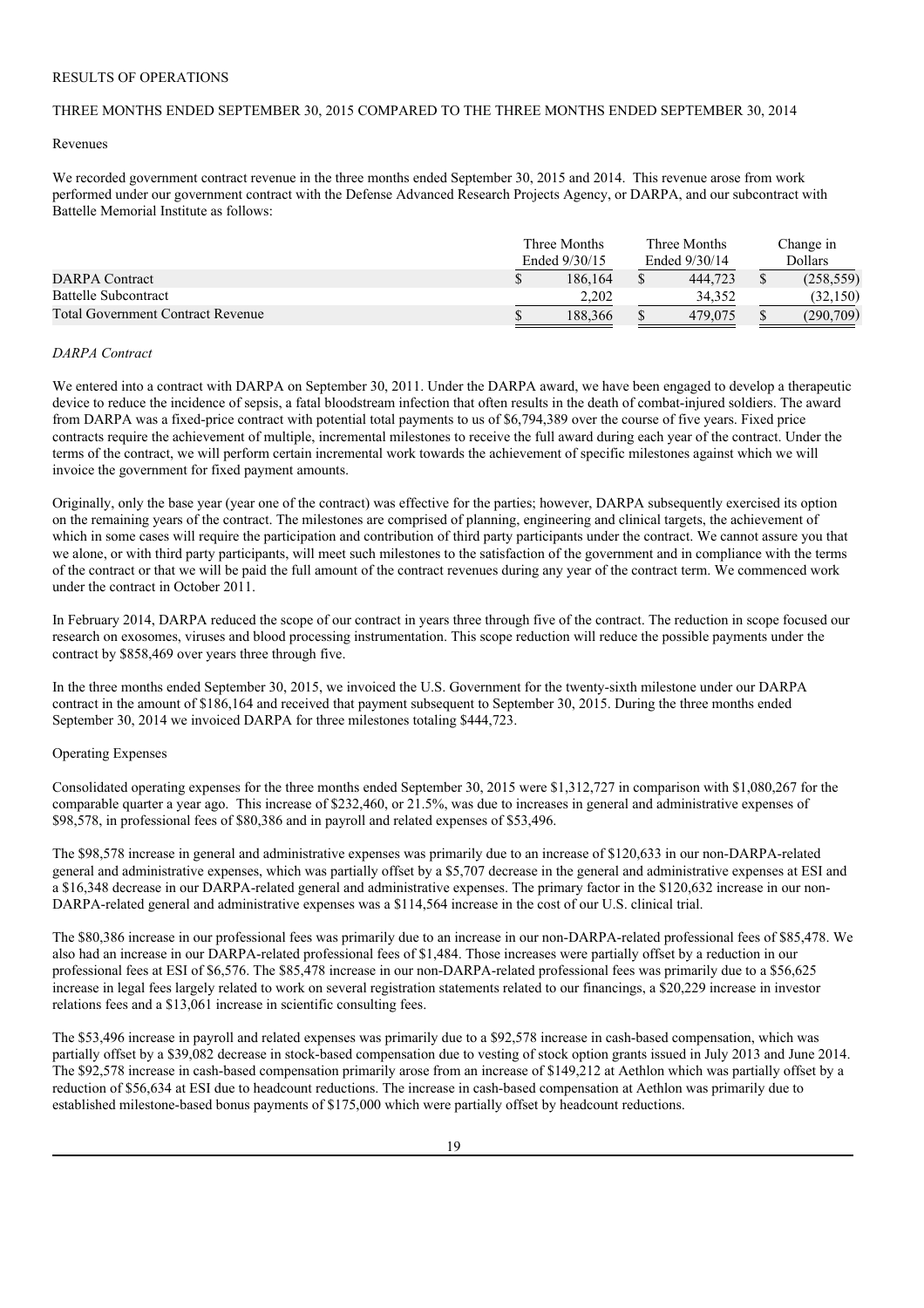RESULTS OF OPERATIONS

THREE MONTHS ENDED SEPTEMBER 30, 2015 COMPARED TO THE THREE MONTHS ENDED SEPTEMBER 30, 2014

Revenues

We recorded government contract revenue in the three months ended September 30, 2015 and 2014. This revenue arose from work performed under our government contract with the Defense Advanced Research Projects Agency, or DARPA, and our subcontract with Battelle Memorial Institute as follows:

| | Three Months Ended 9/30/15 | Three Months Ended 9/30/14 | Change in Dollars |
|---|---|---|---|
| DARPA Contract | $ 186,164 | $ 444,723 | $ (258,559) |
| Battelle Subcontract | 2,202 | 34,352 | (32,150) |
| Total Government Contract Revenue | $ 188,366 | $ 479,075 | $ (290,709) |

*DARPA Contract*

We entered into a contract with DARPA on September 30, 2011. Under the DARPA award, we have been engaged to develop a therapeutic device to reduce the incidence of sepsis, a fatal bloodstream infection that often results in the death of combat-injured soldiers. The award from DARPA was a fixed-price contract with potential total payments to us of $6,794,389 over the course of five years. Fixed price contracts require the achievement of multiple, incremental milestones to receive the full award during each year of the contract. Under the terms of the contract, we will perform certain incremental work towards the achievement of specific milestones against which we will invoice the government for fixed payment amounts.

Originally, only the base year (year one of the contract) was effective for the parties; however, DARPA subsequently exercised its option on the remaining years of the contract. The milestones are comprised of planning, engineering and clinical targets, the achievement of which in some cases will require the participation and contribution of third party participants under the contract. We cannot assure you that we alone, or with third party participants, will meet such milestones to the satisfaction of the government and in compliance with the terms of the contract or that we will be paid the full amount of the contract revenues during any year of the contract term. We commenced work under the contract in October 2011.

In February 2014, DARPA reduced the scope of our contract in years three through five of the contract. The reduction in scope focused our research on exosomes, viruses and blood processing instrumentation. This scope reduction will reduce the possible payments under the contract by $858,469 over years three through five.

In the three months ended September 30, 2015, we invoiced the U.S. Government for the twenty-sixth milestone under our DARPA contract in the amount of $186,164 and received that payment subsequent to September 30, 2015. During the three months ended September 30, 2014 we invoiced DARPA for three milestones totaling $444,723.

Operating Expenses

Consolidated operating expenses for the three months ended September 30, 2015 were $1,312,727 in comparison with $1,080,267 for the comparable quarter a year ago. This increase of $232,460, or 21.5%, was due to increases in general and administrative expenses of $98,578, in professional fees of $80,386 and in payroll and related expenses of $53,496.

The $98,578 increase in general and administrative expenses was primarily due to an increase of $120,633 in our non-DARPA-related general and administrative expenses, which was partially offset by a $5,707 decrease in the general and administrative expenses at ESI and a $16,348 decrease in our DARPA-related general and administrative expenses. The primary factor in the $120,632 increase in our non-DARPA-related general and administrative expenses was a $114,564 increase in the cost of our U.S. clinical trial.

The $80,386 increase in our professional fees was primarily due to an increase in our non-DARPA-related professional fees of $85,478. We also had an increase in our DARPA-related professional fees of $1,484. Those increases were partially offset by a reduction in our professional fees at ESI of $6,576. The $85,478 increase in our non-DARPA-related professional fees was primarily due to a $56,625 increase in legal fees largely related to work on several registration statements related to our financings, a $20,229 increase in investor relations fees and a $13,061 increase in scientific consulting fees.

The $53,496 increase in payroll and related expenses was primarily due to a $92,578 increase in cash-based compensation, which was partially offset by a $39,082 decrease in stock-based compensation due to vesting of stock option grants issued in July 2013 and June 2014. The $92,578 increase in cash-based compensation primarily arose from an increase of $149,212 at Aethlon which was partially offset by a reduction of $56,634 at ESI due to headcount reductions. The increase in cash-based compensation at Aethlon was primarily due to established milestone-based bonus payments of $175,000 which were partially offset by headcount reductions.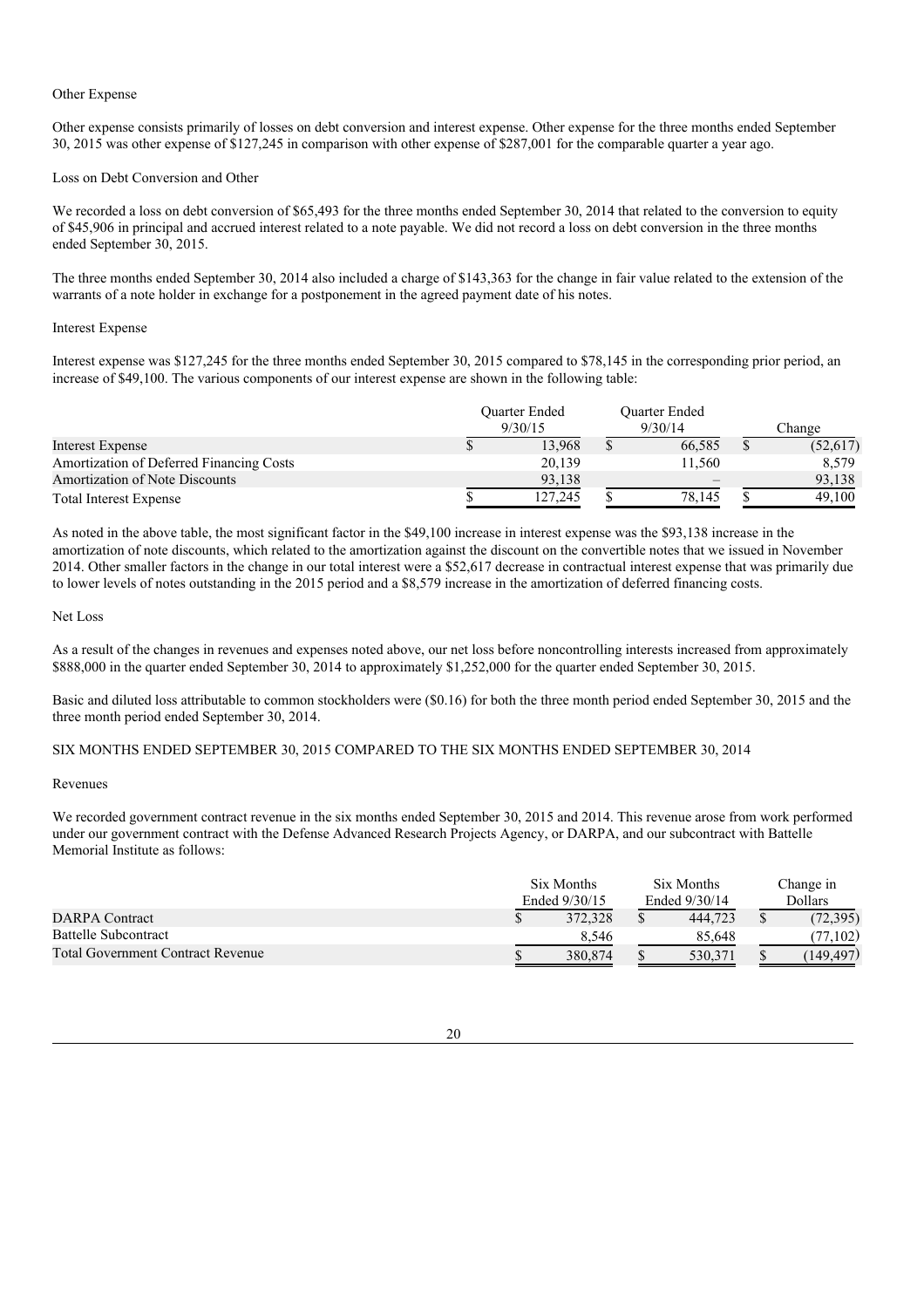Other Expense

Other expense consists primarily of losses on debt conversion and interest expense. Other expense for the three months ended September 30, 2015 was other expense of $127,245 in comparison with other expense of $287,001 for the comparable quarter a year ago.

Loss on Debt Conversion and Other

We recorded a loss on debt conversion of $65,493 for the three months ended September 30, 2014 that related to the conversion to equity of $45,906 in principal and accrued interest related to a note payable. We did not record a loss on debt conversion in the three months ended September 30, 2015.

The three months ended September 30, 2014 also included a charge of $143,363 for the change in fair value related to the extension of the warrants of a note holder in exchange for a postponement in the agreed payment date of his notes.

Interest Expense

Interest expense was $127,245 for the three months ended September 30, 2015 compared to $78,145 in the corresponding prior period, an increase of $49,100. The various components of our interest expense are shown in the following table:

| | Quarter Ended 9/30/15 | Quarter Ended 9/30/14 | Change |
|---|---|---|---|
| Interest Expense | $ 13,968 | $ 66,585 | $ (52,617) |
| Amortization of Deferred Financing Costs | 20,139 | 11,560 | 8,579 |
| Amortization of Note Discounts | 93,138 | – | 93,138 |
| Total Interest Expense | $ 127,245 | $ 78,145 | $ 49,100 |

As noted in the above table, the most significant factor in the $49,100 increase in interest expense was the $93,138 increase in the amortization of note discounts, which related to the amortization against the discount on the convertible notes that we issued in November 2014. Other smaller factors in the change in our total interest were a $52,617 decrease in contractual interest expense that was primarily due to lower levels of notes outstanding in the 2015 period and a $8,579 increase in the amortization of deferred financing costs.

Net Loss

As a result of the changes in revenues and expenses noted above, our net loss before noncontrolling interests increased from approximately $888,000 in the quarter ended September 30, 2014 to approximately $1,252,000 for the quarter ended September 30, 2015.

Basic and diluted loss attributable to common stockholders were ($0.16) for both the three month period ended September 30, 2015 and the three month period ended September 30, 2014.

SIX MONTHS ENDED SEPTEMBER 30, 2015 COMPARED TO THE SIX MONTHS ENDED SEPTEMBER 30, 2014

Revenues

We recorded government contract revenue in the six months ended September 30, 2015 and 2014. This revenue arose from work performed under our government contract with the Defense Advanced Research Projects Agency, or DARPA, and our subcontract with Battelle Memorial Institute as follows:

| | Six Months Ended 9/30/15 | Six Months Ended 9/30/14 | Change in Dollars |
|---|---|---|---|
| DARPA Contract | $ 372,328 | $ 444,723 | $ (72,395) |
| Battelle Subcontract | 8,546 | 85,648 | (77,102) |
| Total Government Contract Revenue | $ 380,874 | $ 530,371 | $ (149,497) |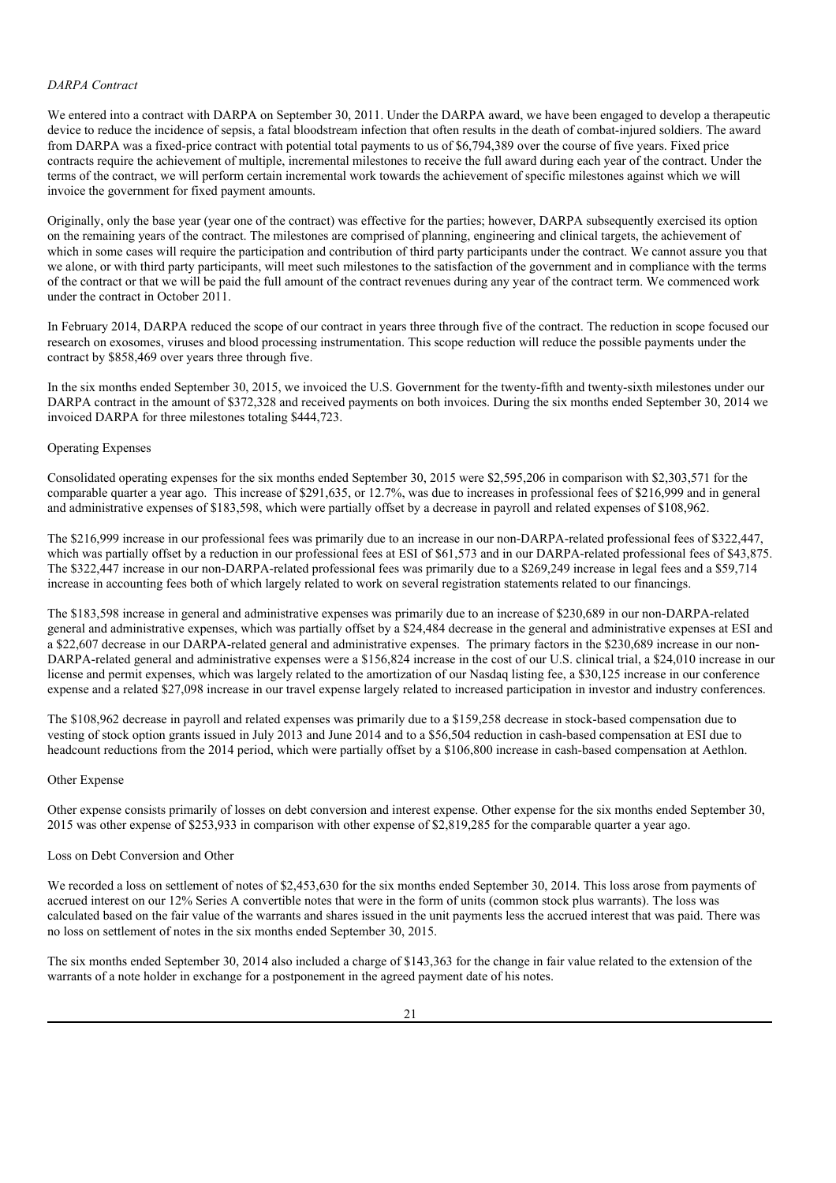*DARPA Contract*

We entered into a contract with DARPA on September 30, 2011. Under the DARPA award, we have been engaged to develop a therapeutic device to reduce the incidence of sepsis, a fatal bloodstream infection that often results in the death of combat-injured soldiers. The award from DARPA was a fixed-price contract with potential total payments to us of $6,794,389 over the course of five years. Fixed price contracts require the achievement of multiple, incremental milestones to receive the full award during each year of the contract. Under the terms of the contract, we will perform certain incremental work towards the achievement of specific milestones against which we will invoice the government for fixed payment amounts.

Originally, only the base year (year one of the contract) was effective for the parties; however, DARPA subsequently exercised its option on the remaining years of the contract. The milestones are comprised of planning, engineering and clinical targets, the achievement of which in some cases will require the participation and contribution of third party participants under the contract. We cannot assure you that we alone, or with third party participants, will meet such milestones to the satisfaction of the government and in compliance with the terms of the contract or that we will be paid the full amount of the contract revenues during any year of the contract term. We commenced work under the contract in October 2011.

In February 2014, DARPA reduced the scope of our contract in years three through five of the contract. The reduction in scope focused our research on exosomes, viruses and blood processing instrumentation. This scope reduction will reduce the possible payments under the contract by $858,469 over years three through five.

In the six months ended September 30, 2015, we invoiced the U.S. Government for the twenty-fifth and twenty-sixth milestones under our DARPA contract in the amount of $372,328 and received payments on both invoices. During the six months ended September 30, 2014 we invoiced DARPA for three milestones totaling $444,723.

Operating Expenses

Consolidated operating expenses for the six months ended September 30, 2015 were $2,595,206 in comparison with $2,303,571 for the comparable quarter a year ago. This increase of $291,635, or 12.7%, was due to increases in professional fees of $216,999 and in general and administrative expenses of $183,598, which were partially offset by a decrease in payroll and related expenses of $108,962.

The $216,999 increase in our professional fees was primarily due to an increase in our non-DARPA-related professional fees of $322,447, which was partially offset by a reduction in our professional fees at ESI of $61,573 and in our DARPA-related professional fees of $43,875. The $322,447 increase in our non-DARPA-related professional fees was primarily due to a $269,249 increase in legal fees and a $59,714 increase in accounting fees both of which largely related to work on several registration statements related to our financings.

The $183,598 increase in general and administrative expenses was primarily due to an increase of $230,689 in our non-DARPA-related general and administrative expenses, which was partially offset by a $24,484 decrease in the general and administrative expenses at ESI and a $22,607 decrease in our DARPA-related general and administrative expenses. The primary factors in the $230,689 increase in our non-DARPA-related general and administrative expenses were a $156,824 increase in the cost of our U.S. clinical trial, a $24,010 increase in our license and permit expenses, which was largely related to the amortization of our Nasdaq listing fee, a $30,125 increase in our conference expense and a related $27,098 increase in our travel expense largely related to increased participation in investor and industry conferences.

The $108,962 decrease in payroll and related expenses was primarily due to a $159,258 decrease in stock-based compensation due to vesting of stock option grants issued in July 2013 and June 2014 and to a $56,504 reduction in cash-based compensation at ESI due to headcount reductions from the 2014 period, which were partially offset by a $106,800 increase in cash-based compensation at Aethlon.

Other Expense

Other expense consists primarily of losses on debt conversion and interest expense. Other expense for the six months ended September 30, 2015 was other expense of $253,933 in comparison with other expense of $2,819,285 for the comparable quarter a year ago.

Loss on Debt Conversion and Other

We recorded a loss on settlement of notes of $2,453,630 for the six months ended September 30, 2014. This loss arose from payments of accrued interest on our 12% Series A convertible notes that were in the form of units (common stock plus warrants). The loss was calculated based on the fair value of the warrants and shares issued in the unit payments less the accrued interest that was paid. There was no loss on settlement of notes in the six months ended September 30, 2015.

The six months ended September 30, 2014 also included a charge of $143,363 for the change in fair value related to the extension of the warrants of a note holder in exchange for a postponement in the agreed payment date of his notes.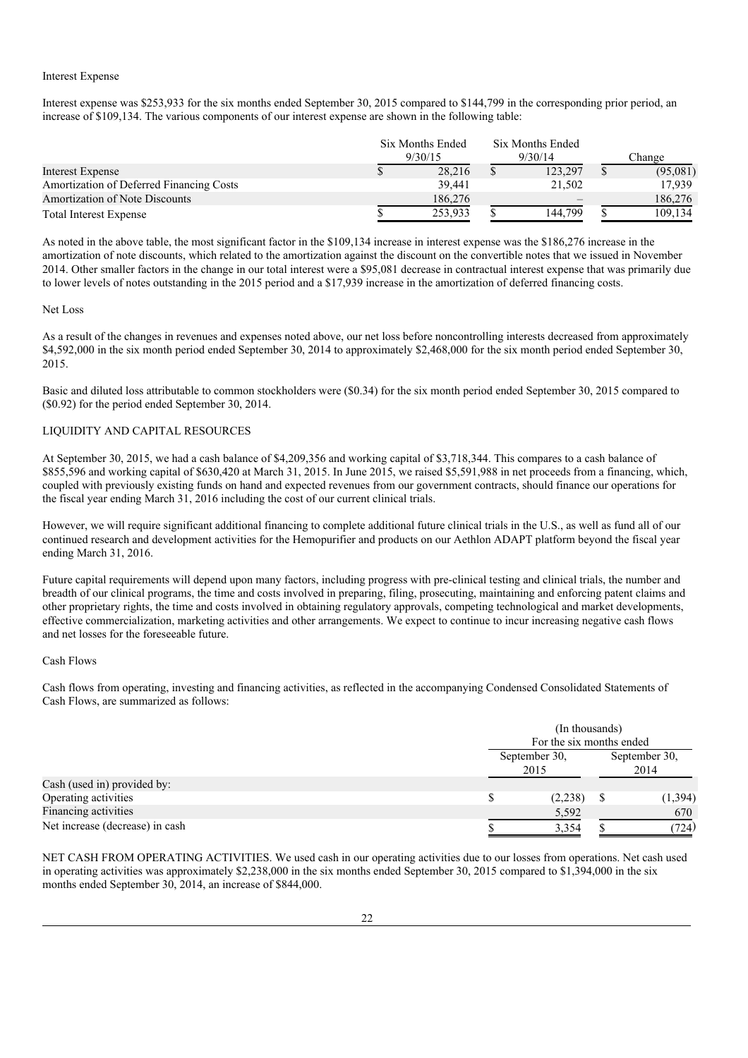Interest Expense

Interest expense was $253,933 for the six months ended September 30, 2015 compared to $144,799 in the corresponding prior period, an increase of $109,134. The various components of our interest expense are shown in the following table:

| | Six Months Ended 9/30/15 | Six Months Ended 9/30/14 | Change |
|---|---|---|---|
| Interest Expense | $ 28,216 | $ 123,297 | $ (95,081) |
| Amortization of Deferred Financing Costs | 39,441 | 21,502 | 17,939 |
| Amortization of Note Discounts | 186,276 | – | 186,276 |
| Total Interest Expense | $ 253,933 | $ 144,799 | $ 109,134 |

As noted in the above table, the most significant factor in the $109,134 increase in interest expense was the $186,276 increase in the amortization of note discounts, which related to the amortization against the discount on the convertible notes that we issued in November 2014. Other smaller factors in the change in our total interest were a $95,081 decrease in contractual interest expense that was primarily due to lower levels of notes outstanding in the 2015 period and a $17,939 increase in the amortization of deferred financing costs.

Net Loss

As a result of the changes in revenues and expenses noted above, our net loss before noncontrolling interests decreased from approximately $4,592,000 in the six month period ended September 30, 2014 to approximately $2,468,000 for the six month period ended September 30, 2015.

Basic and diluted loss attributable to common stockholders were ($0.34) for the six month period ended September 30, 2015 compared to ($0.92) for the period ended September 30, 2014.

LIQUIDITY AND CAPITAL RESOURCES

At September 30, 2015, we had a cash balance of $4,209,356 and working capital of $3,718,344. This compares to a cash balance of $855,596 and working capital of $630,420 at March 31, 2015. In June 2015, we raised $5,591,988 in net proceeds from a financing, which, coupled with previously existing funds on hand and expected revenues from our government contracts, should finance our operations for the fiscal year ending March 31, 2016 including the cost of our current clinical trials.

However, we will require significant additional financing to complete additional future clinical trials in the U.S., as well as fund all of our continued research and development activities for the Hemopurifier and products on our Aethlon ADAPT platform beyond the fiscal year ending March 31, 2016.

Future capital requirements will depend upon many factors, including progress with pre-clinical testing and clinical trials, the number and breadth of our clinical programs, the time and costs involved in preparing, filing, prosecuting, maintaining and enforcing patent claims and other proprietary rights, the time and costs involved in obtaining regulatory approvals, competing technological and market developments, effective commercialization, marketing activities and other arrangements. We expect to continue to incur increasing negative cash flows and net losses for the foreseeable future.

Cash Flows

Cash flows from operating, investing and financing activities, as reflected in the accompanying Condensed Consolidated Statements of Cash Flows, are summarized as follows:

| | (In thousands) For the six months ended | |
|---|---|---|
| | September 30, 2015 | September 30, 2014 |
| Cash (used in) provided by: | | |
| Operating activities | $ (2,238) | $ (1,394) |
| Financing activities | 5,592 | 670 |
| Net increase (decrease) in cash | $ 3,354 | $ (724) |

NET CASH FROM OPERATING ACTIVITIES. We used cash in our operating activities due to our losses from operations. Net cash used in operating activities was approximately $2,238,000 in the six months ended September 30, 2015 compared to $1,394,000 in the six months ended September 30, 2014, an increase of $844,000.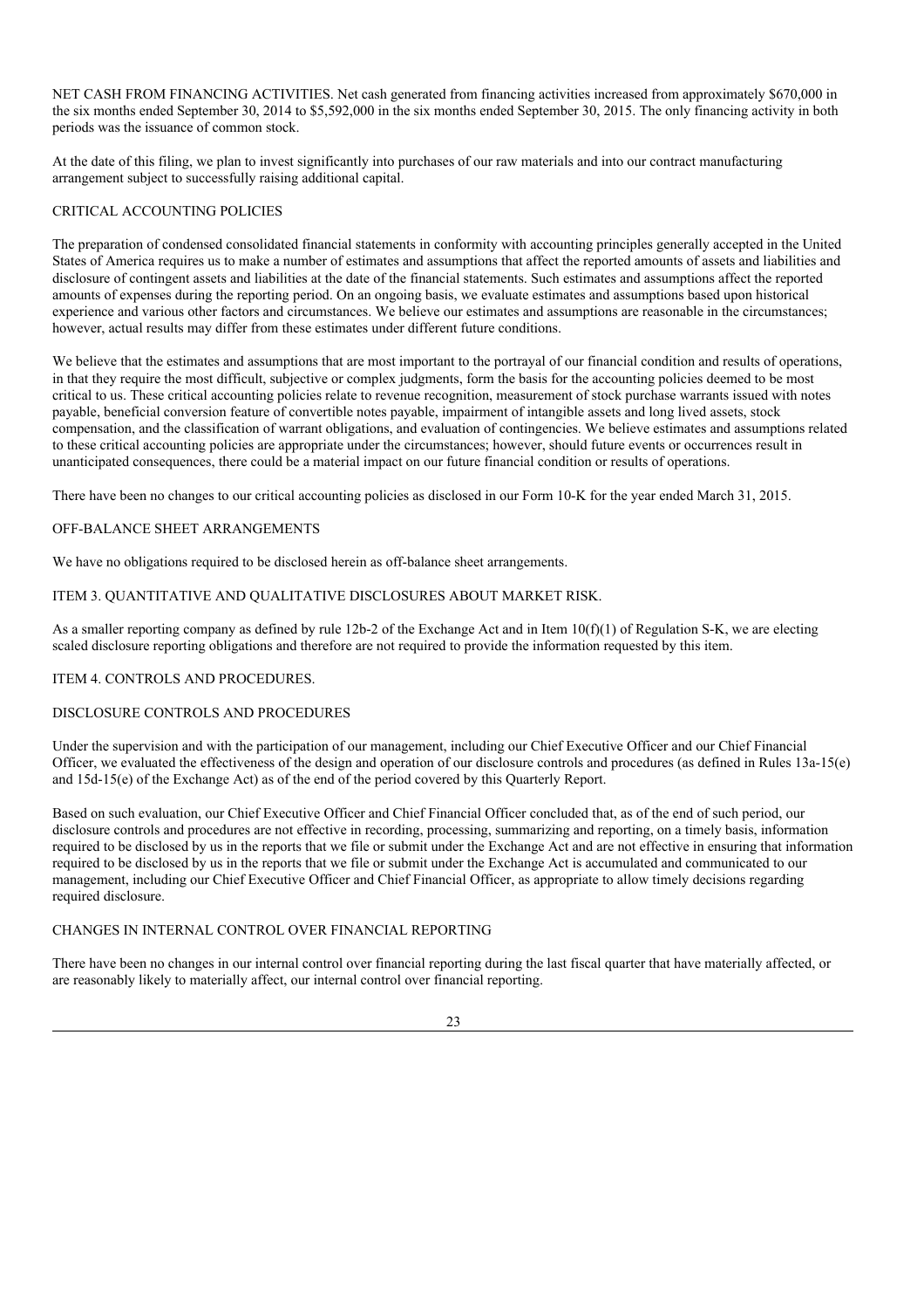NET CASH FROM FINANCING ACTIVITIES. Net cash generated from financing activities increased from approximately $670,000 in the six months ended September 30, 2014 to $5,592,000 in the six months ended September 30, 2015. The only financing activity in both periods was the issuance of common stock.

At the date of this filing, we plan to invest significantly into purchases of our raw materials and into our contract manufacturing arrangement subject to successfully raising additional capital.

## CRITICAL ACCOUNTING POLICIES

The preparation of condensed consolidated financial statements in conformity with accounting principles generally accepted in the United States of America requires us to make a number of estimates and assumptions that affect the reported amounts of assets and liabilities and disclosure of contingent assets and liabilities at the date of the financial statements. Such estimates and assumptions affect the reported amounts of expenses during the reporting period. On an ongoing basis, we evaluate estimates and assumptions based upon historical experience and various other factors and circumstances. We believe our estimates and assumptions are reasonable in the circumstances; however, actual results may differ from these estimates under different future conditions.

We believe that the estimates and assumptions that are most important to the portrayal of our financial condition and results of operations, in that they require the most difficult, subjective or complex judgments, form the basis for the accounting policies deemed to be most critical to us. These critical accounting policies relate to revenue recognition, measurement of stock purchase warrants issued with notes payable, beneficial conversion feature of convertible notes payable, impairment of intangible assets and long lived assets, stock compensation, and the classification of warrant obligations, and evaluation of contingencies. We believe estimates and assumptions related to these critical accounting policies are appropriate under the circumstances; however, should future events or occurrences result in unanticipated consequences, there could be a material impact on our future financial condition or results of operations.

There have been no changes to our critical accounting policies as disclosed in our Form 10-K for the year ended March 31, 2015.

## OFF-BALANCE SHEET ARRANGEMENTS

We have no obligations required to be disclosed herein as off-balance sheet arrangements.

## ITEM 3. QUANTITATIVE AND QUALITATIVE DISCLOSURES ABOUT MARKET RISK.

As a smaller reporting company as defined by rule 12b-2 of the Exchange Act and in Item 10(f)(1) of Regulation S-K, we are electing scaled disclosure reporting obligations and therefore are not required to provide the information requested by this item.

## ITEM 4. CONTROLS AND PROCEDURES.

### DISCLOSURE CONTROLS AND PROCEDURES

Under the supervision and with the participation of our management, including our Chief Executive Officer and our Chief Financial Officer, we evaluated the effectiveness of the design and operation of our disclosure controls and procedures (as defined in Rules 13a-15(e) and 15d-15(e) of the Exchange Act) as of the end of the period covered by this Quarterly Report.

Based on such evaluation, our Chief Executive Officer and Chief Financial Officer concluded that, as of the end of such period, our disclosure controls and procedures are not effective in recording, processing, summarizing and reporting, on a timely basis, information required to be disclosed by us in the reports that we file or submit under the Exchange Act and are not effective in ensuring that information required to be disclosed by us in the reports that we file or submit under the Exchange Act is accumulated and communicated to our management, including our Chief Executive Officer and Chief Financial Officer, as appropriate to allow timely decisions regarding required disclosure.

### CHANGES IN INTERNAL CONTROL OVER FINANCIAL REPORTING

There have been no changes in our internal control over financial reporting during the last fiscal quarter that have materially affected, or are reasonably likely to materially affect, our internal control over financial reporting.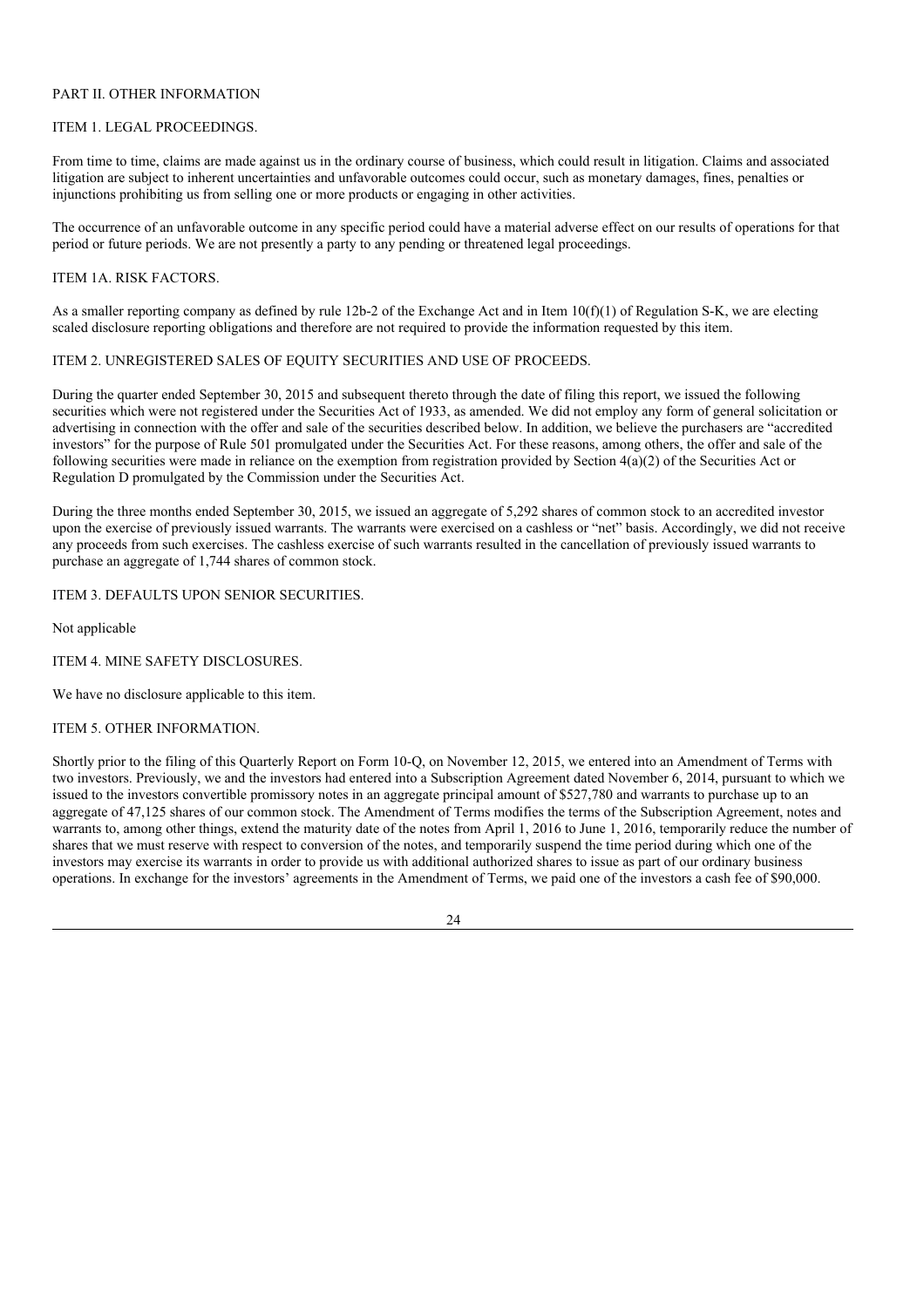## PART II. OTHER INFORMATION

### ITEM 1. LEGAL PROCEEDINGS.

From time to time, claims are made against us in the ordinary course of business, which could result in litigation. Claims and associated litigation are subject to inherent uncertainties and unfavorable outcomes could occur, such as monetary damages, fines, penalties or injunctions prohibiting us from selling one or more products or engaging in other activities.

The occurrence of an unfavorable outcome in any specific period could have a material adverse effect on our results of operations for that period or future periods. We are not presently a party to any pending or threatened legal proceedings.

### ITEM 1A. RISK FACTORS.

As a smaller reporting company as defined by rule 12b-2 of the Exchange Act and in Item 10(f)(1) of Regulation S-K, we are electing scaled disclosure reporting obligations and therefore are not required to provide the information requested by this item.

### ITEM 2. UNREGISTERED SALES OF EQUITY SECURITIES AND USE OF PROCEEDS.

During the quarter ended September 30, 2015 and subsequent thereto through the date of filing this report, we issued the following securities which were not registered under the Securities Act of 1933, as amended. We did not employ any form of general solicitation or advertising in connection with the offer and sale of the securities described below. In addition, we believe the purchasers are "accredited investors" for the purpose of Rule 501 promulgated under the Securities Act. For these reasons, among others, the offer and sale of the following securities were made in reliance on the exemption from registration provided by Section 4(a)(2) of the Securities Act or Regulation D promulgated by the Commission under the Securities Act.

During the three months ended September 30, 2015, we issued an aggregate of 5,292 shares of common stock to an accredited investor upon the exercise of previously issued warrants. The warrants were exercised on a cashless or "net" basis. Accordingly, we did not receive any proceeds from such exercises. The cashless exercise of such warrants resulted in the cancellation of previously issued warrants to purchase an aggregate of 1,744 shares of common stock.

### ITEM 3. DEFAULTS UPON SENIOR SECURITIES.

Not applicable

### ITEM 4. MINE SAFETY DISCLOSURES.

We have no disclosure applicable to this item.

### ITEM 5. OTHER INFORMATION.

Shortly prior to the filing of this Quarterly Report on Form 10-Q, on November 12, 2015, we entered into an Amendment of Terms with two investors. Previously, we and the investors had entered into a Subscription Agreement dated November 6, 2014, pursuant to which we issued to the investors convertible promissory notes in an aggregate principal amount of $527,780 and warrants to purchase up to an aggregate of 47,125 shares of our common stock. The Amendment of Terms modifies the terms of the Subscription Agreement, notes and warrants to, among other things, extend the maturity date of the notes from April 1, 2016 to June 1, 2016, temporarily reduce the number of shares that we must reserve with respect to conversion of the notes, and temporarily suspend the time period during which one of the investors may exercise its warrants in order to provide us with additional authorized shares to issue as part of our ordinary business operations. In exchange for the investors' agreements in the Amendment of Terms, we paid one of the investors a cash fee of $90,000.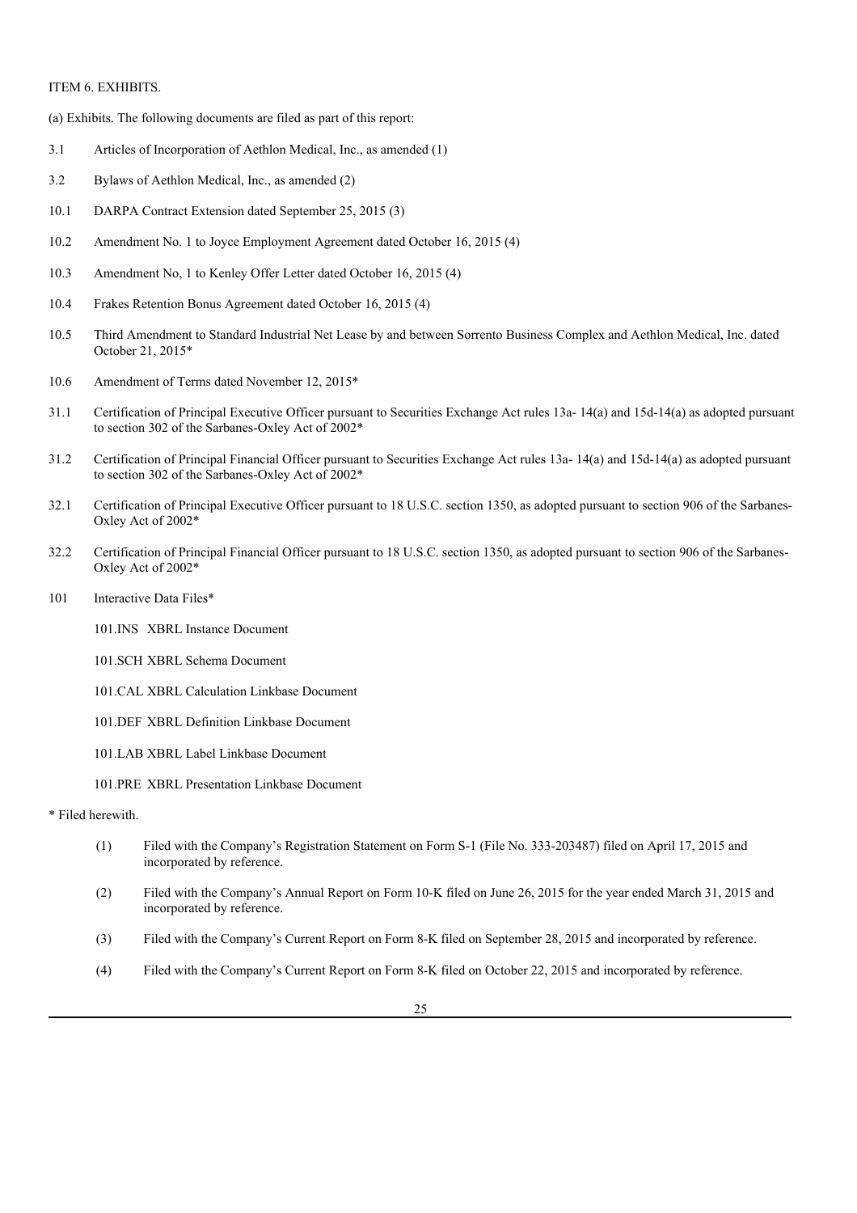ITEM 6. EXHIBITS.

(a) Exhibits. The following documents are filed as part of this report:

3.1 Articles of Incorporation of Aethlon Medical, Inc., as amended (1)

3.2 Bylaws of Aethlon Medical, Inc., as amended (2)

10.1 DARPA Contract Extension dated September 25, 2015 (3)

10.2 Amendment No. 1 to Joyce Employment Agreement dated October 16, 2015 (4)

10.3 Amendment No, 1 to Kenley Offer Letter dated October 16, 2015 (4)

10.4 Frakes Retention Bonus Agreement dated October 16, 2015 (4)

10.5 Third Amendment to Standard Industrial Net Lease by and between Sorrento Business Complex and Aethlon Medical, Inc. dated October 21, 2015*

10.6 Amendment of Terms dated November 12, 2015*

31.1 Certification of Principal Executive Officer pursuant to Securities Exchange Act rules 13a- 14(a) and 15d-14(a) as adopted pursuant to section 302 of the Sarbanes-Oxley Act of 2002*

31.2 Certification of Principal Financial Officer pursuant to Securities Exchange Act rules 13a- 14(a) and 15d-14(a) as adopted pursuant to section 302 of the Sarbanes-Oxley Act of 2002*

32.1 Certification of Principal Executive Officer pursuant to 18 U.S.C. section 1350, as adopted pursuant to section 906 of the Sarbanes-Oxley Act of 2002*

32.2 Certification of Principal Financial Officer pursuant to 18 U.S.C. section 1350, as adopted pursuant to section 906 of the Sarbanes-Oxley Act of 2002*

101 Interactive Data Files*

101.INS XBRL Instance Document

101.SCH XBRL Schema Document

101.CAL XBRL Calculation Linkbase Document

101.DEF XBRL Definition Linkbase Document

101.LAB XBRL Label Linkbase Document

101.PRE XBRL Presentation Linkbase Document

* Filed herewith.

(1) Filed with the Company's Registration Statement on Form S-1 (File No. 333-203487) filed on April 17, 2015 and incorporated by reference.

(2) Filed with the Company's Annual Report on Form 10-K filed on June 26, 2015 for the year ended March 31, 2015 and incorporated by reference.

(3) Filed with the Company's Current Report on Form 8-K filed on September 28, 2015 and incorporated by reference.

(4) Filed with the Company's Current Report on Form 8-K filed on October 22, 2015 and incorporated by reference.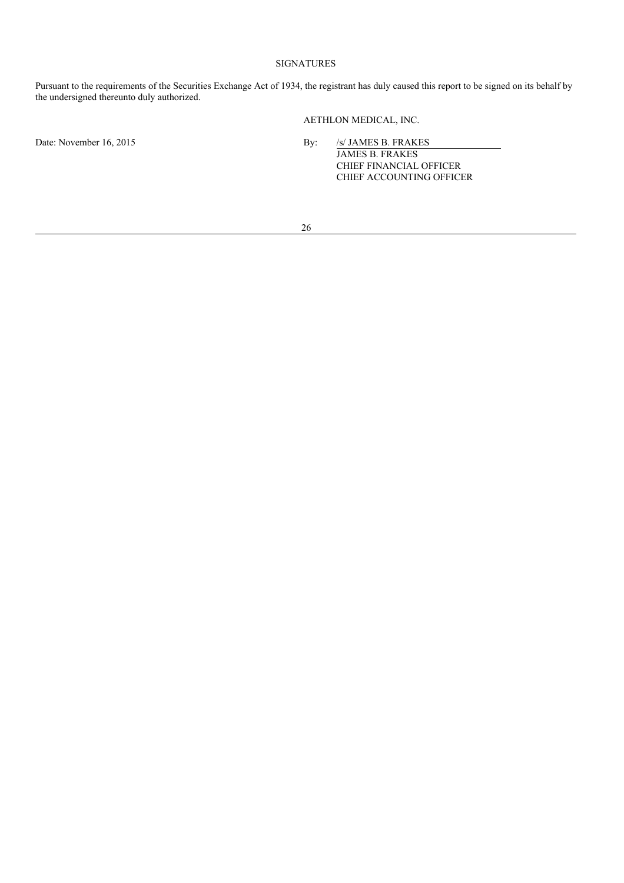## SIGNATURES

Pursuant to the requirements of the Securities Exchange Act of 1934, the registrant has duly caused this report to be signed on its behalf by the undersigned thereunto duly authorized.

AETHLON MEDICAL, INC.

Date: November 16, 2015

By: /s/ JAMES B. FRAKES
JAMES B. FRAKES
CHIEF FINANCIAL OFFICER
CHIEF ACCOUNTING OFFICER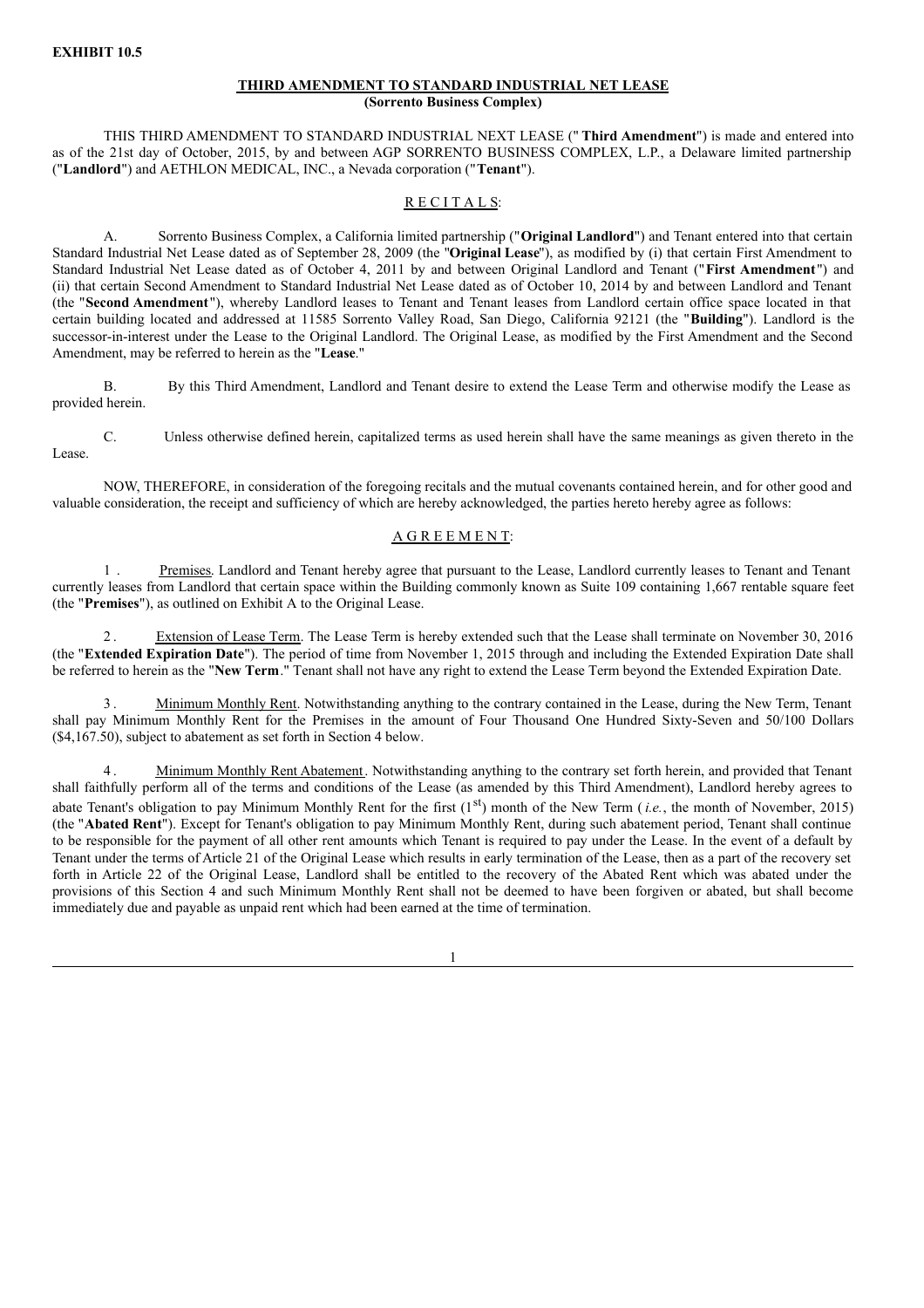**EXHIBIT 10.5**

**THIRD AMENDMENT TO STANDARD INDUSTRIAL NET LEASE**
**(Sorrento Business Complex)**

THIS THIRD AMENDMENT TO STANDARD INDUSTRIAL NEXT LEASE (" **Third Amendment**") is made and entered into as of the 21st day of October, 2015, by and between AGP SORRENTO BUSINESS COMPLEX, L.P., a Delaware limited partnership ("**Landlord**") and AETHLON MEDICAL, INC., a Nevada corporation ("**Tenant**").

R E C I T A L S:

A. Sorrento Business Complex, a California limited partnership ("**Original Landlord**") and Tenant entered into that certain Standard Industrial Net Lease dated as of September 28, 2009 (the "**Original Lease**"), as modified by (i) that certain First Amendment to Standard Industrial Net Lease dated as of October 4, 2011 by and between Original Landlord and Tenant ("**First Amendment**") and (ii) that certain Second Amendment to Standard Industrial Net Lease dated as of October 10, 2014 by and between Landlord and Tenant (the "**Second Amendment**"), whereby Landlord leases to Tenant and Tenant leases from Landlord certain office space located in that certain building located and addressed at 11585 Sorrento Valley Road, San Diego, California 92121 (the "**Building**"). Landlord is the successor-in-interest under the Lease to the Original Landlord. The Original Lease, as modified by the First Amendment and the Second Amendment, may be referred to herein as the "**Lease**."

B. By this Third Amendment, Landlord and Tenant desire to extend the Lease Term and otherwise modify the Lease as provided herein.

C. Unless otherwise defined herein, capitalized terms as used herein shall have the same meanings as given thereto in the Lease.

NOW, THEREFORE, in consideration of the foregoing recitals and the mutual covenants contained herein, and for other good and valuable consideration, the receipt and sufficiency of which are hereby acknowledged, the parties hereto hereby agree as follows:

A G R E E M E N T:

1 . Premises. Landlord and Tenant hereby agree that pursuant to the Lease, Landlord currently leases to Tenant and Tenant currently leases from Landlord that certain space within the Building commonly known as Suite 109 containing 1,667 rentable square feet (the "**Premises**"), as outlined on Exhibit A to the Original Lease.

2 . Extension of Lease Term. The Lease Term is hereby extended such that the Lease shall terminate on November 30, 2016 (the "**Extended Expiration Date**"). The period of time from November 1, 2015 through and including the Extended Expiration Date shall be referred to herein as the "**New Term**." Tenant shall not have any right to extend the Lease Term beyond the Extended Expiration Date.

3 . Minimum Monthly Rent. Notwithstanding anything to the contrary contained in the Lease, during the New Term, Tenant shall pay Minimum Monthly Rent for the Premises in the amount of Four Thousand One Hundred Sixty-Seven and 50/100 Dollars ($4,167.50), subject to abatement as set forth in Section 4 below.

4 . Minimum Monthly Rent Abatement. Notwithstanding anything to the contrary set forth herein, and provided that Tenant shall faithfully perform all of the terms and conditions of the Lease (as amended by this Third Amendment), Landlord hereby agrees to abate Tenant's obligation to pay Minimum Monthly Rent for the first (1st) month of the New Term (*i.e.*, the month of November, 2015) (the "**Abated Rent**"). Except for Tenant's obligation to pay Minimum Monthly Rent, during such abatement period, Tenant shall continue to be responsible for the payment of all other rent amounts which Tenant is required to pay under the Lease. In the event of a default by Tenant under the terms of Article 21 of the Original Lease which results in early termination of the Lease, then as a part of the recovery set forth in Article 22 of the Original Lease, Landlord shall be entitled to the recovery of the Abated Rent which was abated under the provisions of this Section 4 and such Minimum Monthly Rent shall not be deemed to have been forgiven or abated, but shall become immediately due and payable as unpaid rent which had been earned at the time of termination.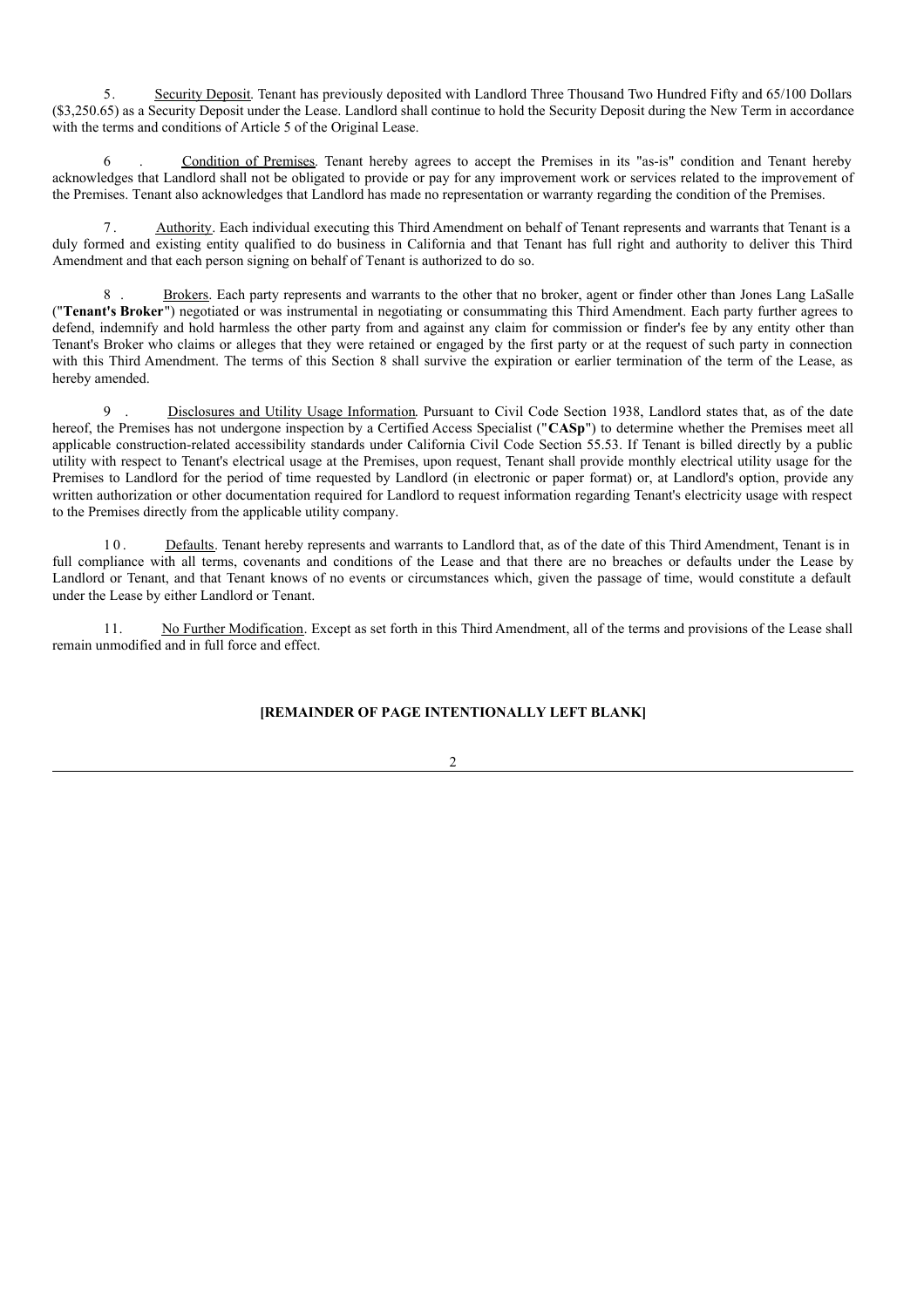5. Security Deposit. Tenant has previously deposited with Landlord Three Thousand Two Hundred Fifty and 65/100 Dollars ($3,250.65) as a Security Deposit under the Lease. Landlord shall continue to hold the Security Deposit during the New Term in accordance with the terms and conditions of Article 5 of the Original Lease.

6. Condition of Premises. Tenant hereby agrees to accept the Premises in its "as-is" condition and Tenant hereby acknowledges that Landlord shall not be obligated to provide or pay for any improvement work or services related to the improvement of the Premises. Tenant also acknowledges that Landlord has made no representation or warranty regarding the condition of the Premises.

7. Authority. Each individual executing this Third Amendment on behalf of Tenant represents and warrants that Tenant is a duly formed and existing entity qualified to do business in California and that Tenant has full right and authority to deliver this Third Amendment and that each person signing on behalf of Tenant is authorized to do so.

8. Brokers. Each party represents and warrants to the other that no broker, agent or finder other than Jones Lang LaSalle ("**Tenant's Broker**") negotiated or was instrumental in negotiating or consummating this Third Amendment. Each party further agrees to defend, indemnify and hold harmless the other party from and against any claim for commission or finder's fee by any entity other than Tenant's Broker who claims or alleges that they were retained or engaged by the first party or at the request of such party in connection with this Third Amendment. The terms of this Section 8 shall survive the expiration or earlier termination of the term of the Lease, as hereby amended.

9. Disclosures and Utility Usage Information. Pursuant to Civil Code Section 1938, Landlord states that, as of the date hereof, the Premises has not undergone inspection by a Certified Access Specialist ("**CASp**") to determine whether the Premises meet all applicable construction-related accessibility standards under California Civil Code Section 55.53. If Tenant is billed directly by a public utility with respect to Tenant's electrical usage at the Premises, upon request, Tenant shall provide monthly electrical utility usage for the Premises to Landlord for the period of time requested by Landlord (in electronic or paper format) or, at Landlord's option, provide any written authorization or other documentation required for Landlord to request information regarding Tenant's electricity usage with respect to the Premises directly from the applicable utility company.

10. Defaults. Tenant hereby represents and warrants to Landlord that, as of the date of this Third Amendment, Tenant is in full compliance with all terms, covenants and conditions of the Lease and that there are no breaches or defaults under the Lease by Landlord or Tenant, and that Tenant knows of no events or circumstances which, given the passage of time, would constitute a default under the Lease by either Landlord or Tenant.

11. No Further Modification. Except as set forth in this Third Amendment, all of the terms and provisions of the Lease shall remain unmodified and in full force and effect.

**[REMAINDER OF PAGE INTENTIONALLY LEFT BLANK]**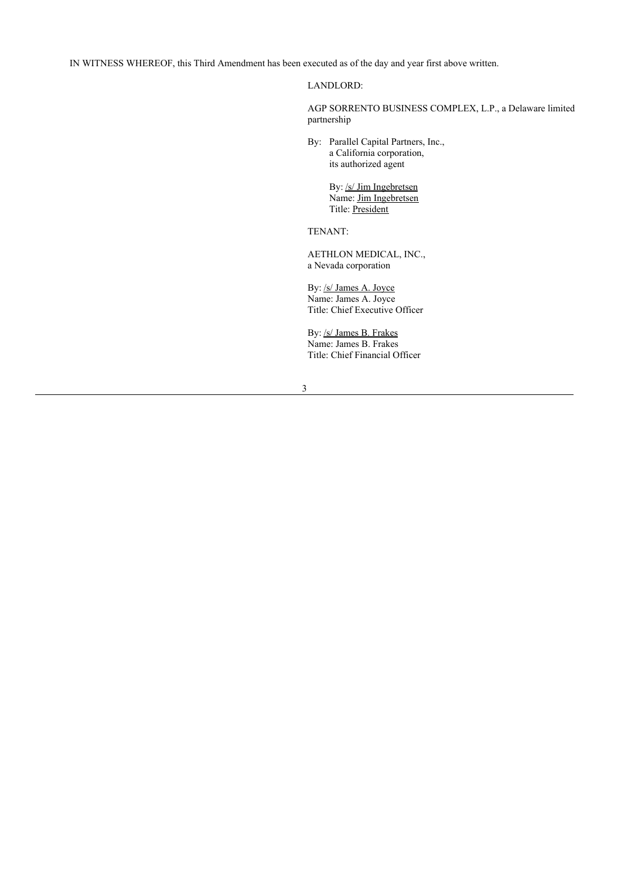IN WITNESS WHEREOF, this Third Amendment has been executed as of the day and year first above written.

LANDLORD:

AGP SORRENTO BUSINESS COMPLEX, L.P., a Delaware limited partnership

By: Parallel Capital Partners, Inc.,
a California corporation,
its authorized agent

By: /s/ Jim Ingebretsen
Name: Jim Ingebretsen
Title: President

TENANT:

AETHLON MEDICAL, INC.,
a Nevada corporation

By: /s/ James A. Joyce
Name: James A. Joyce
Title: Chief Executive Officer

By: /s/ James B. Frakes
Name: James B. Frakes
Title: Chief Financial Officer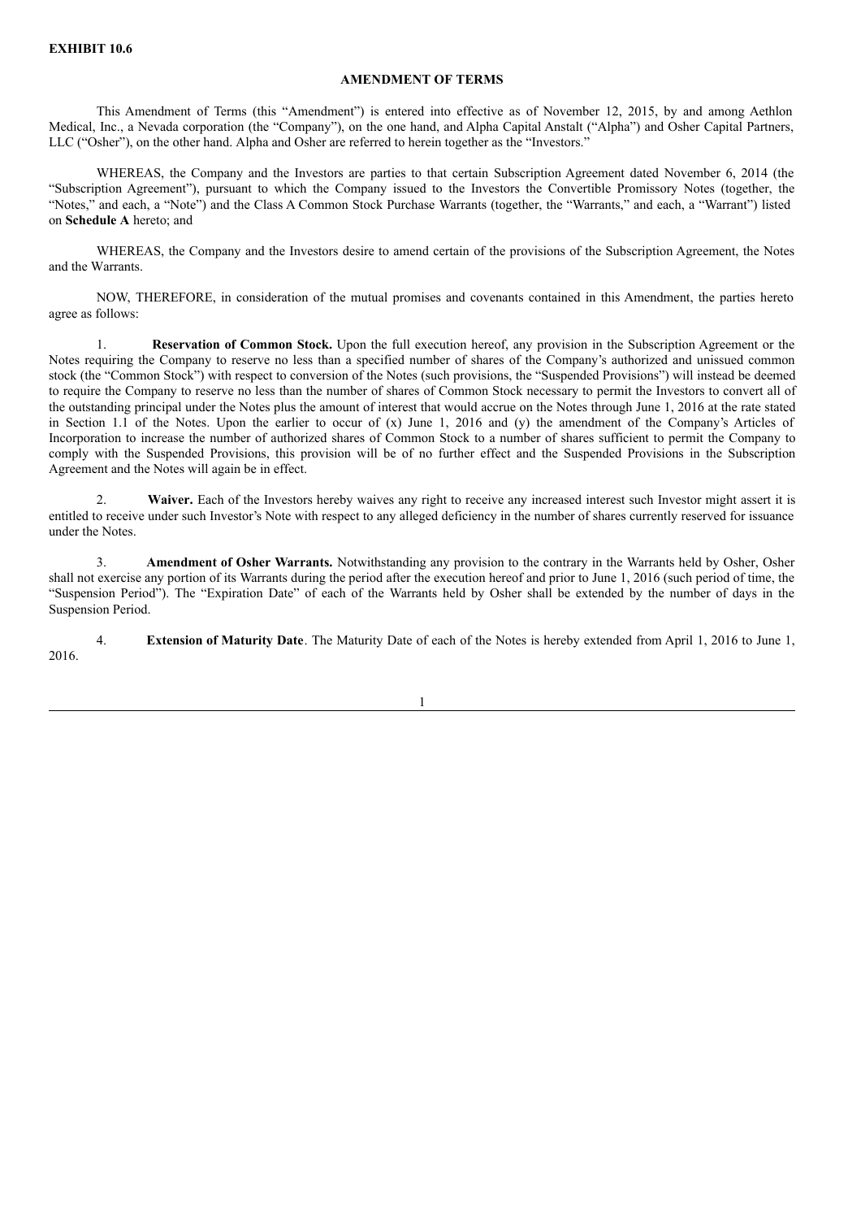**EXHIBIT 10.6**

**AMENDMENT OF TERMS**

This Amendment of Terms (this "Amendment") is entered into effective as of November 12, 2015, by and among Aethlon Medical, Inc., a Nevada corporation (the "Company"), on the one hand, and Alpha Capital Anstalt ("Alpha") and Osher Capital Partners, LLC ("Osher"), on the other hand. Alpha and Osher are referred to herein together as the "Investors."

WHEREAS, the Company and the Investors are parties to that certain Subscription Agreement dated November 6, 2014 (the "Subscription Agreement"), pursuant to which the Company issued to the Investors the Convertible Promissory Notes (together, the "Notes," and each, a "Note") and the Class A Common Stock Purchase Warrants (together, the "Warrants," and each, a "Warrant") listed on **Schedule A** hereto; and

WHEREAS, the Company and the Investors desire to amend certain of the provisions of the Subscription Agreement, the Notes and the Warrants.

NOW, THEREFORE, in consideration of the mutual promises and covenants contained in this Amendment, the parties hereto agree as follows:

1. **Reservation of Common Stock.** Upon the full execution hereof, any provision in the Subscription Agreement or the Notes requiring the Company to reserve no less than a specified number of shares of the Company's authorized and unissued common stock (the "Common Stock") with respect to conversion of the Notes (such provisions, the "Suspended Provisions") will instead be deemed to require the Company to reserve no less than the number of shares of Common Stock necessary to permit the Investors to convert all of the outstanding principal under the Notes plus the amount of interest that would accrue on the Notes through June 1, 2016 at the rate stated in Section 1.1 of the Notes. Upon the earlier to occur of (x) June 1, 2016 and (y) the amendment of the Company's Articles of Incorporation to increase the number of authorized shares of Common Stock to a number of shares sufficient to permit the Company to comply with the Suspended Provisions, this provision will be of no further effect and the Suspended Provisions in the Subscription Agreement and the Notes will again be in effect.

2. **Waiver.** Each of the Investors hereby waives any right to receive any increased interest such Investor might assert it is entitled to receive under such Investor's Note with respect to any alleged deficiency in the number of shares currently reserved for issuance under the Notes.

3. **Amendment of Osher Warrants.** Notwithstanding any provision to the contrary in the Warrants held by Osher, Osher shall not exercise any portion of its Warrants during the period after the execution hereof and prior to June 1, 2016 (such period of time, the "Suspension Period"). The "Expiration Date" of each of the Warrants held by Osher shall be extended by the number of days in the Suspension Period.

4. **Extension of Maturity Date**. The Maturity Date of each of the Notes is hereby extended from April 1, 2016 to June 1, 2016.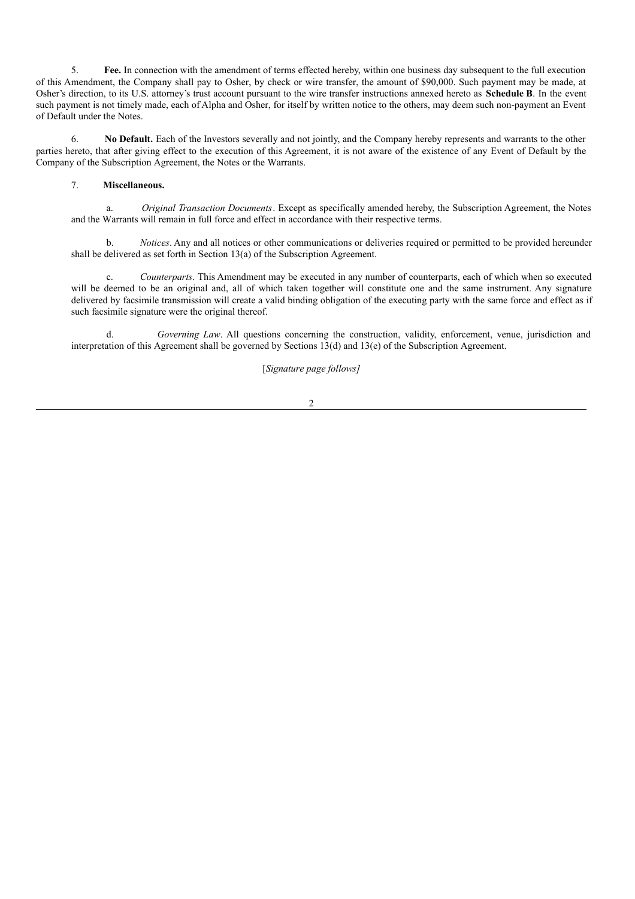5. **Fee.** In connection with the amendment of terms effected hereby, within one business day subsequent to the full execution of this Amendment, the Company shall pay to Osher, by check or wire transfer, the amount of $90,000. Such payment may be made, at Osher's direction, to its U.S. attorney's trust account pursuant to the wire transfer instructions annexed hereto as **Schedule B**. In the event such payment is not timely made, each of Alpha and Osher, for itself by written notice to the others, may deem such non-payment an Event of Default under the Notes.

6. **No Default.** Each of the Investors severally and not jointly, and the Company hereby represents and warrants to the other parties hereto, that after giving effect to the execution of this Agreement, it is not aware of the existence of any Event of Default by the Company of the Subscription Agreement, the Notes or the Warrants.

7. **Miscellaneous.**

a. *Original Transaction Documents*. Except as specifically amended hereby, the Subscription Agreement, the Notes and the Warrants will remain in full force and effect in accordance with their respective terms.

b. *Notices*. Any and all notices or other communications or deliveries required or permitted to be provided hereunder shall be delivered as set forth in Section 13(a) of the Subscription Agreement.

c. *Counterparts*. This Amendment may be executed in any number of counterparts, each of which when so executed will be deemed to be an original and, all of which taken together will constitute one and the same instrument. Any signature delivered by facsimile transmission will create a valid binding obligation of the executing party with the same force and effect as if such facsimile signature were the original thereof.

d. *Governing Law*. All questions concerning the construction, validity, enforcement, venue, jurisdiction and interpretation of this Agreement shall be governed by Sections 13(d) and 13(e) of the Subscription Agreement.

[*Signature page follows]*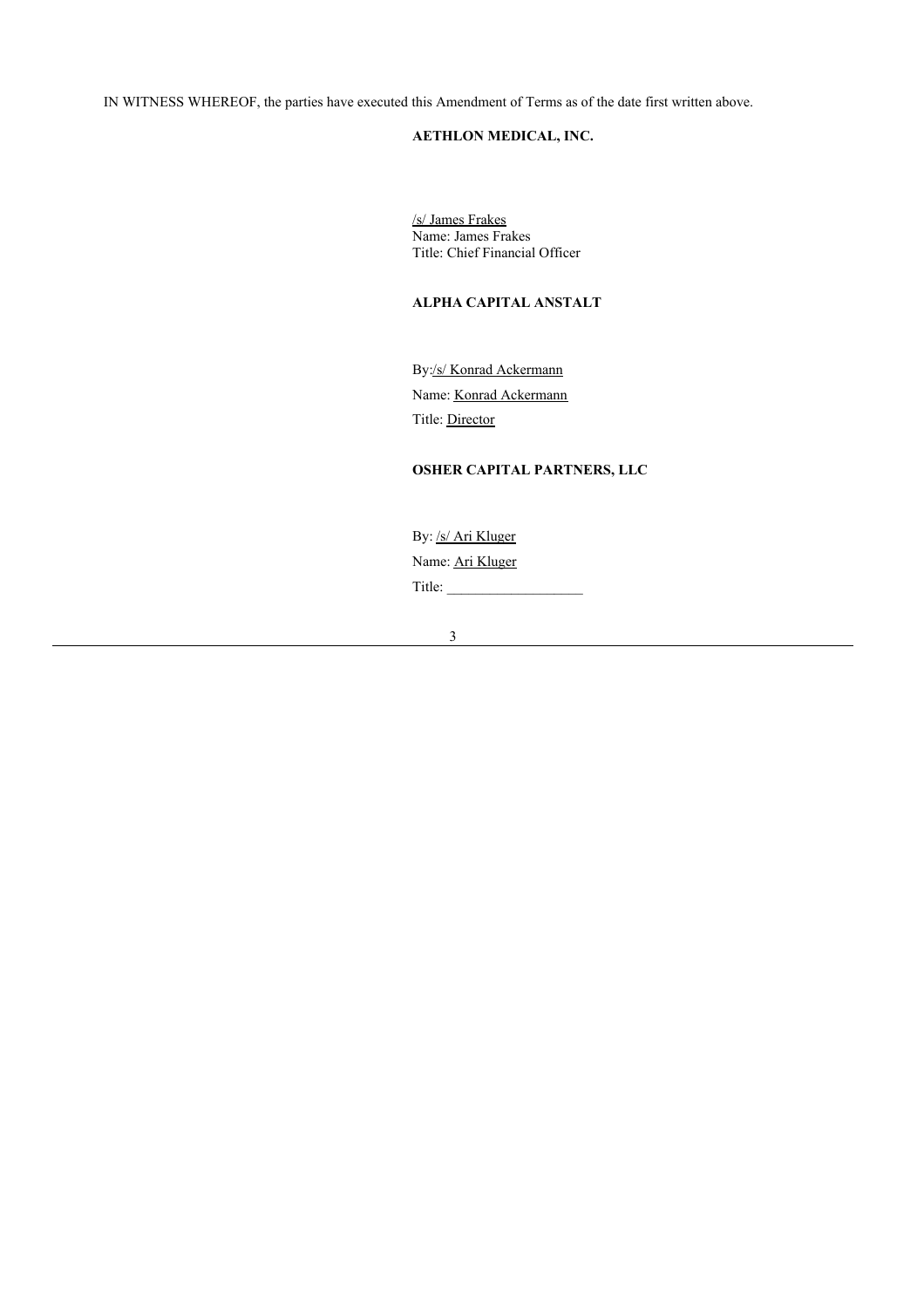IN WITNESS WHEREOF, the parties have executed this Amendment of Terms as of the date first written above.

**AETHLON MEDICAL, INC.**

/s/ James Frakes
Name: James Frakes
Title: Chief Financial Officer

**ALPHA CAPITAL ANSTALT**

By: /s/ Konrad Ackermann
Name: Konrad Ackermann
Title: Director

**OSHER CAPITAL PARTNERS, LLC**

By: /s/ Ari Kluger
Name: Ari Kluger
Title: ___________________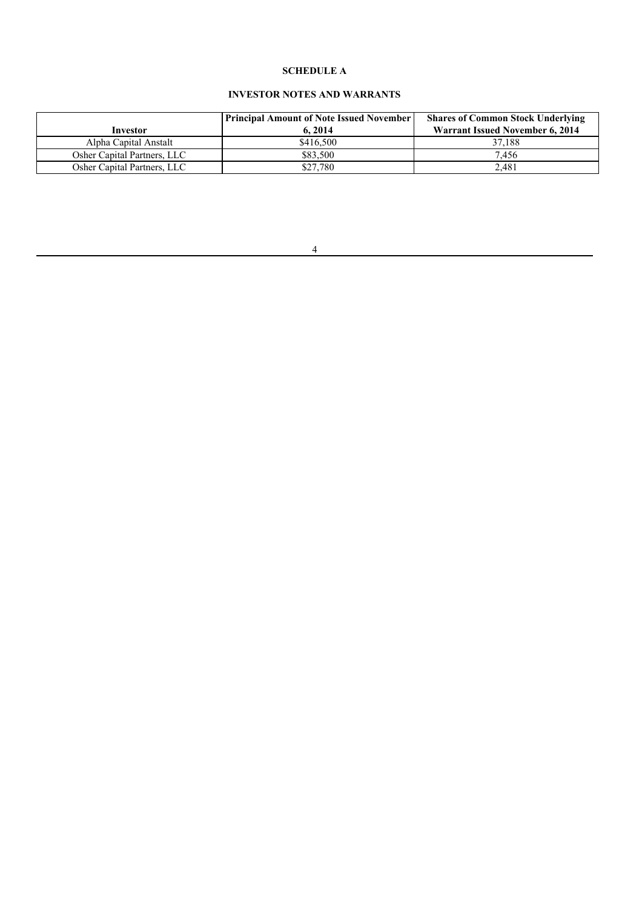**SCHEDULE A**

**INVESTOR NOTES AND WARRANTS**

| Investor | Principal Amount of Note Issued November 6, 2014 | Shares of Common Stock Underlying Warrant Issued November 6, 2014 |
|---|---|---|
| Alpha Capital Anstalt | $416,500 | 37,188 |
| Osher Capital Partners, LLC | $83,500 | 7,456 |
| Osher Capital Partners, LLC | $27,780 | 2,481 |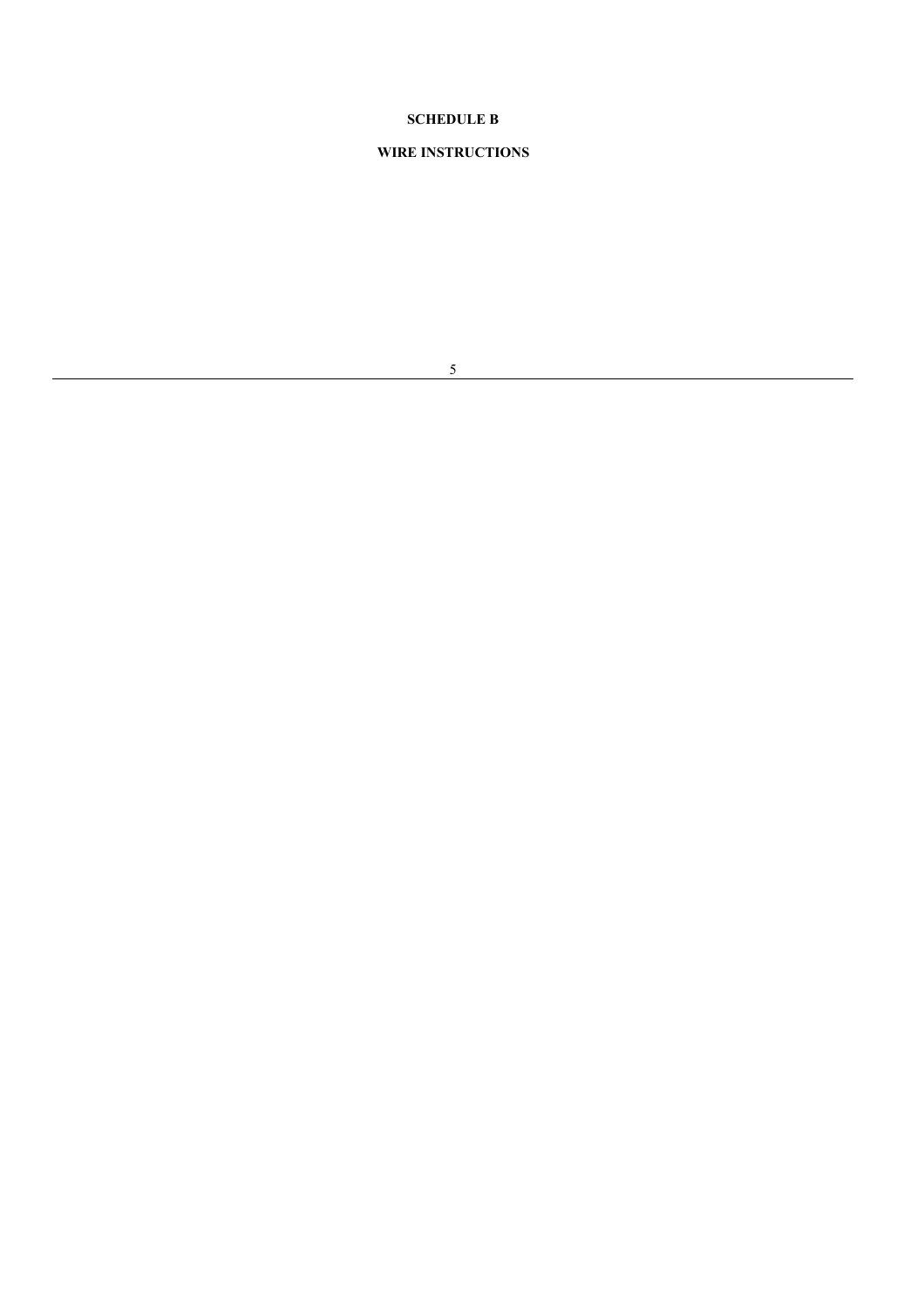**SCHEDULE B**

**WIRE INSTRUCTIONS**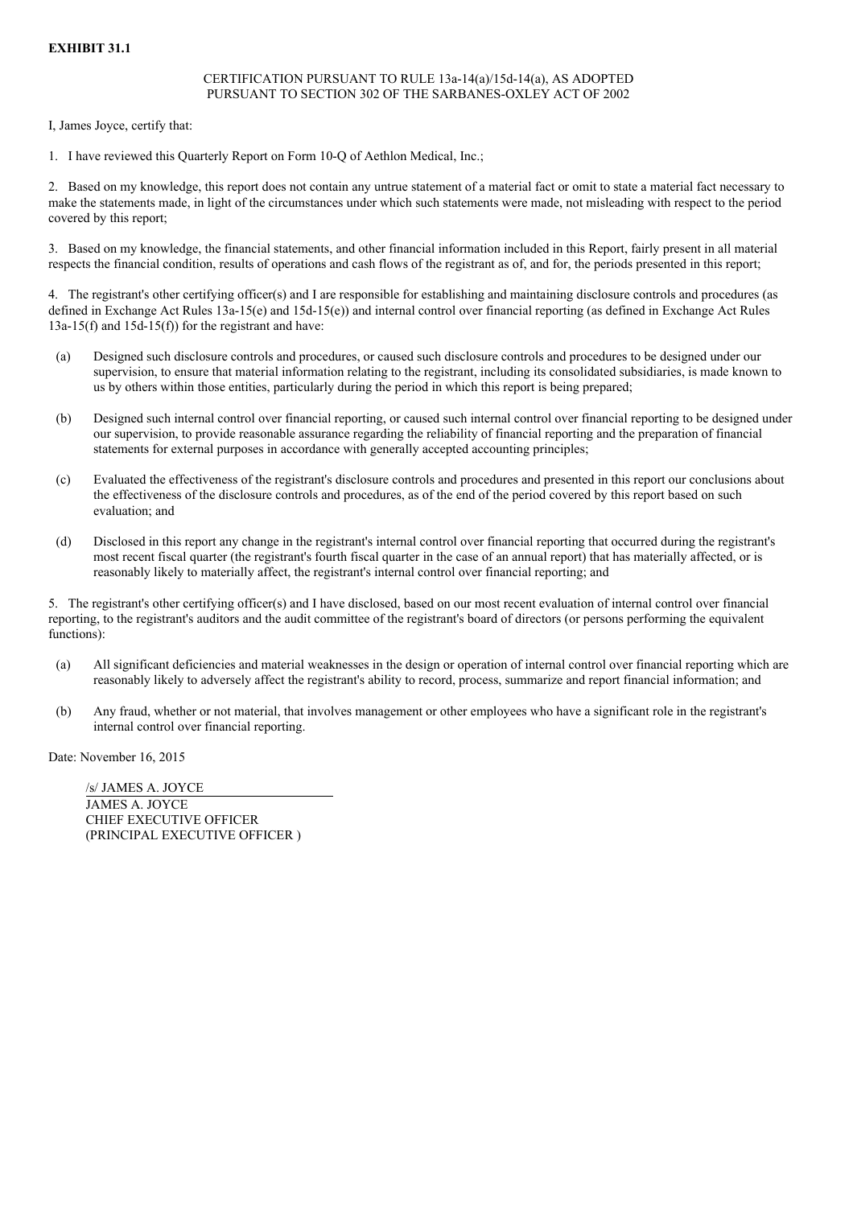**EXHIBIT 31.1**

CERTIFICATION PURSUANT TO RULE 13a-14(a)/15d-14(a), AS ADOPTED PURSUANT TO SECTION 302 OF THE SARBANES-OXLEY ACT OF 2002

I, James Joyce, certify that:

1. I have reviewed this Quarterly Report on Form 10-Q of Aethlon Medical, Inc.;

2. Based on my knowledge, this report does not contain any untrue statement of a material fact or omit to state a material fact necessary to make the statements made, in light of the circumstances under which such statements were made, not misleading with respect to the period covered by this report;

3. Based on my knowledge, the financial statements, and other financial information included in this Report, fairly present in all material respects the financial condition, results of operations and cash flows of the registrant as of, and for, the periods presented in this report;

4. The registrant's other certifying officer(s) and I are responsible for establishing and maintaining disclosure controls and procedures (as defined in Exchange Act Rules 13a-15(e) and 15d-15(e)) and internal control over financial reporting (as defined in Exchange Act Rules 13a-15(f) and 15d-15(f)) for the registrant and have:

(a) Designed such disclosure controls and procedures, or caused such disclosure controls and procedures to be designed under our supervision, to ensure that material information relating to the registrant, including its consolidated subsidiaries, is made known to us by others within those entities, particularly during the period in which this report is being prepared;

(b) Designed such internal control over financial reporting, or caused such internal control over financial reporting to be designed under our supervision, to provide reasonable assurance regarding the reliability of financial reporting and the preparation of financial statements for external purposes in accordance with generally accepted accounting principles;

(c) Evaluated the effectiveness of the registrant's disclosure controls and procedures and presented in this report our conclusions about the effectiveness of the disclosure controls and procedures, as of the end of the period covered by this report based on such evaluation; and

(d) Disclosed in this report any change in the registrant's internal control over financial reporting that occurred during the registrant's most recent fiscal quarter (the registrant's fourth fiscal quarter in the case of an annual report) that has materially affected, or is reasonably likely to materially affect, the registrant's internal control over financial reporting; and

5. The registrant's other certifying officer(s) and I have disclosed, based on our most recent evaluation of internal control over financial reporting, to the registrant's auditors and the audit committee of the registrant's board of directors (or persons performing the equivalent functions):

(a) All significant deficiencies and material weaknesses in the design or operation of internal control over financial reporting which are reasonably likely to adversely affect the registrant's ability to record, process, summarize and report financial information; and

(b) Any fraud, whether or not material, that involves management or other employees who have a significant role in the registrant's internal control over financial reporting.

Date: November 16, 2015

/s/ JAMES A. JOYCE
JAMES A. JOYCE
CHIEF EXECUTIVE OFFICER
(PRINCIPAL EXECUTIVE OFFICER )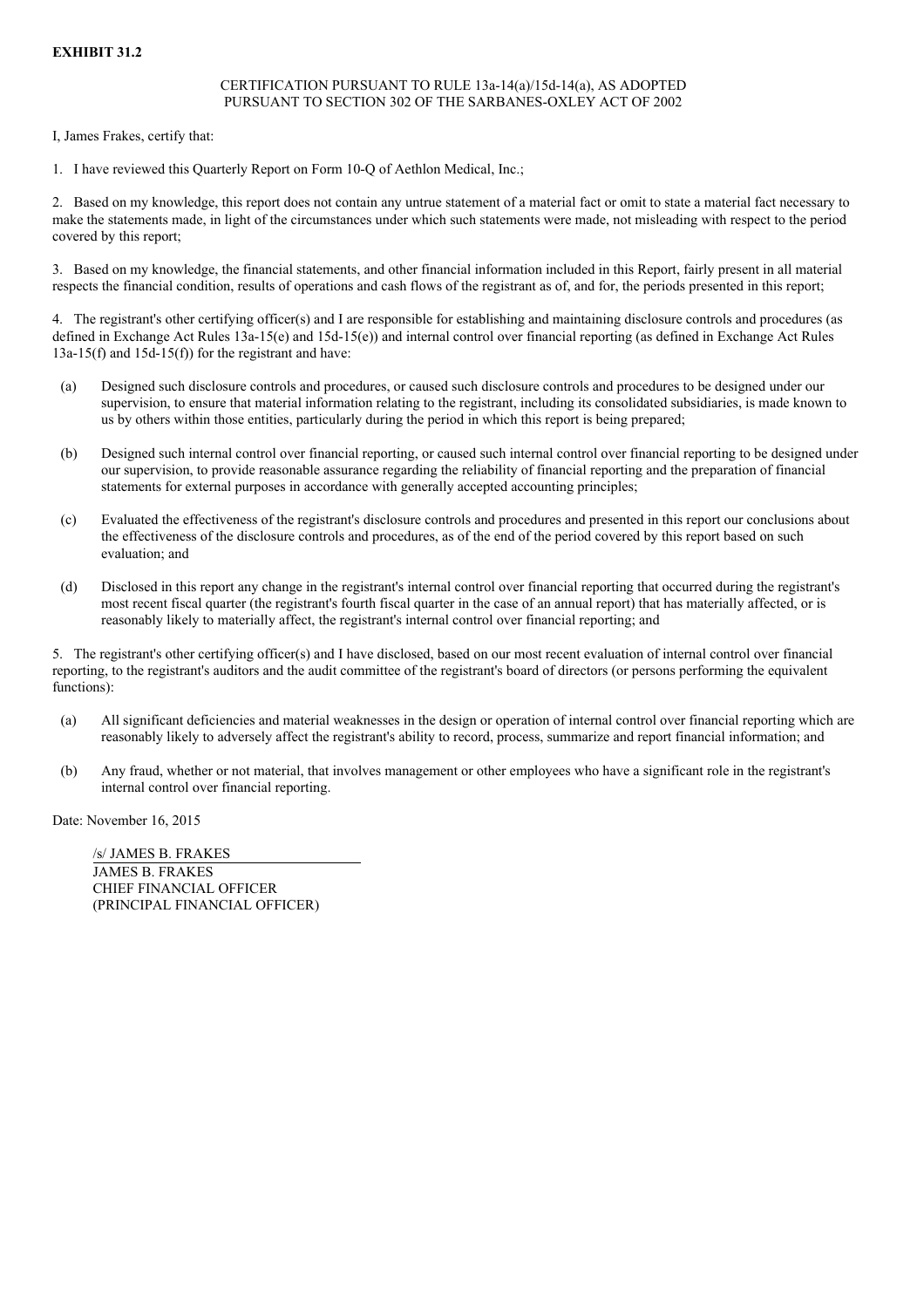**EXHIBIT 31.2**

CERTIFICATION PURSUANT TO RULE 13a-14(a)/15d-14(a), AS ADOPTED PURSUANT TO SECTION 302 OF THE SARBANES-OXLEY ACT OF 2002

I, James Frakes, certify that:

1. I have reviewed this Quarterly Report on Form 10-Q of Aethlon Medical, Inc.;

2. Based on my knowledge, this report does not contain any untrue statement of a material fact or omit to state a material fact necessary to make the statements made, in light of the circumstances under which such statements were made, not misleading with respect to the period covered by this report;

3. Based on my knowledge, the financial statements, and other financial information included in this Report, fairly present in all material respects the financial condition, results of operations and cash flows of the registrant as of, and for, the periods presented in this report;

4. The registrant's other certifying officer(s) and I are responsible for establishing and maintaining disclosure controls and procedures (as defined in Exchange Act Rules 13a-15(e) and 15d-15(e)) and internal control over financial reporting (as defined in Exchange Act Rules 13a-15(f) and 15d-15(f)) for the registrant and have:

(a) Designed such disclosure controls and procedures, or caused such disclosure controls and procedures to be designed under our supervision, to ensure that material information relating to the registrant, including its consolidated subsidiaries, is made known to us by others within those entities, particularly during the period in which this report is being prepared;

(b) Designed such internal control over financial reporting, or caused such internal control over financial reporting to be designed under our supervision, to provide reasonable assurance regarding the reliability of financial reporting and the preparation of financial statements for external purposes in accordance with generally accepted accounting principles;

(c) Evaluated the effectiveness of the registrant's disclosure controls and procedures and presented in this report our conclusions about the effectiveness of the disclosure controls and procedures, as of the end of the period covered by this report based on such evaluation; and

(d) Disclosed in this report any change in the registrant's internal control over financial reporting that occurred during the registrant's most recent fiscal quarter (the registrant's fourth fiscal quarter in the case of an annual report) that has materially affected, or is reasonably likely to materially affect, the registrant's internal control over financial reporting; and

5. The registrant's other certifying officer(s) and I have disclosed, based on our most recent evaluation of internal control over financial reporting, to the registrant's auditors and the audit committee of the registrant's board of directors (or persons performing the equivalent functions):

(a) All significant deficiencies and material weaknesses in the design or operation of internal control over financial reporting which are reasonably likely to adversely affect the registrant's ability to record, process, summarize and report financial information; and

(b) Any fraud, whether or not material, that involves management or other employees who have a significant role in the registrant's internal control over financial reporting.

Date: November 16, 2015

/s/ JAMES B. FRAKES
JAMES B. FRAKES
CHIEF FINANCIAL OFFICER
(PRINCIPAL FINANCIAL OFFICER)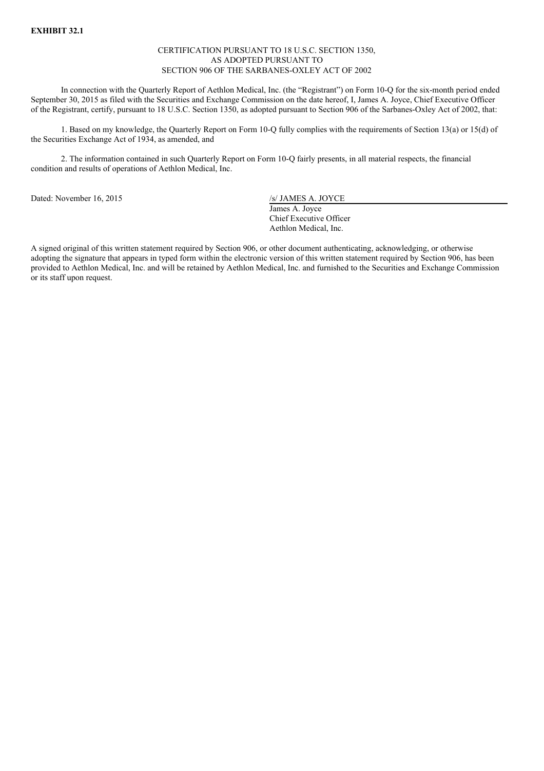**EXHIBIT 32.1**

CERTIFICATION PURSUANT TO 18 U.S.C. SECTION 1350,
AS ADOPTED PURSUANT TO
SECTION 906 OF THE SARBANES-OXLEY ACT OF 2002

In connection with the Quarterly Report of Aethlon Medical, Inc. (the "Registrant") on Form 10-Q for the six-month period ended September 30, 2015 as filed with the Securities and Exchange Commission on the date hereof, I, James A. Joyce, Chief Executive Officer of the Registrant, certify, pursuant to 18 U.S.C. Section 1350, as adopted pursuant to Section 906 of the Sarbanes-Oxley Act of 2002, that:

1. Based on my knowledge, the Quarterly Report on Form 10-Q fully complies with the requirements of Section 13(a) or 15(d) of the Securities Exchange Act of 1934, as amended, and

2. The information contained in such Quarterly Report on Form 10-Q fairly presents, in all material respects, the financial condition and results of operations of Aethlon Medical, Inc.

Dated: November 16, 2015

/s/ JAMES A. JOYCE
James A. Joyce
Chief Executive Officer
Aethlon Medical, Inc.

A signed original of this written statement required by Section 906, or other document authenticating, acknowledging, or otherwise adopting the signature that appears in typed form within the electronic version of this written statement required by Section 906, has been provided to Aethlon Medical, Inc. and will be retained by Aethlon Medical, Inc. and furnished to the Securities and Exchange Commission or its staff upon request.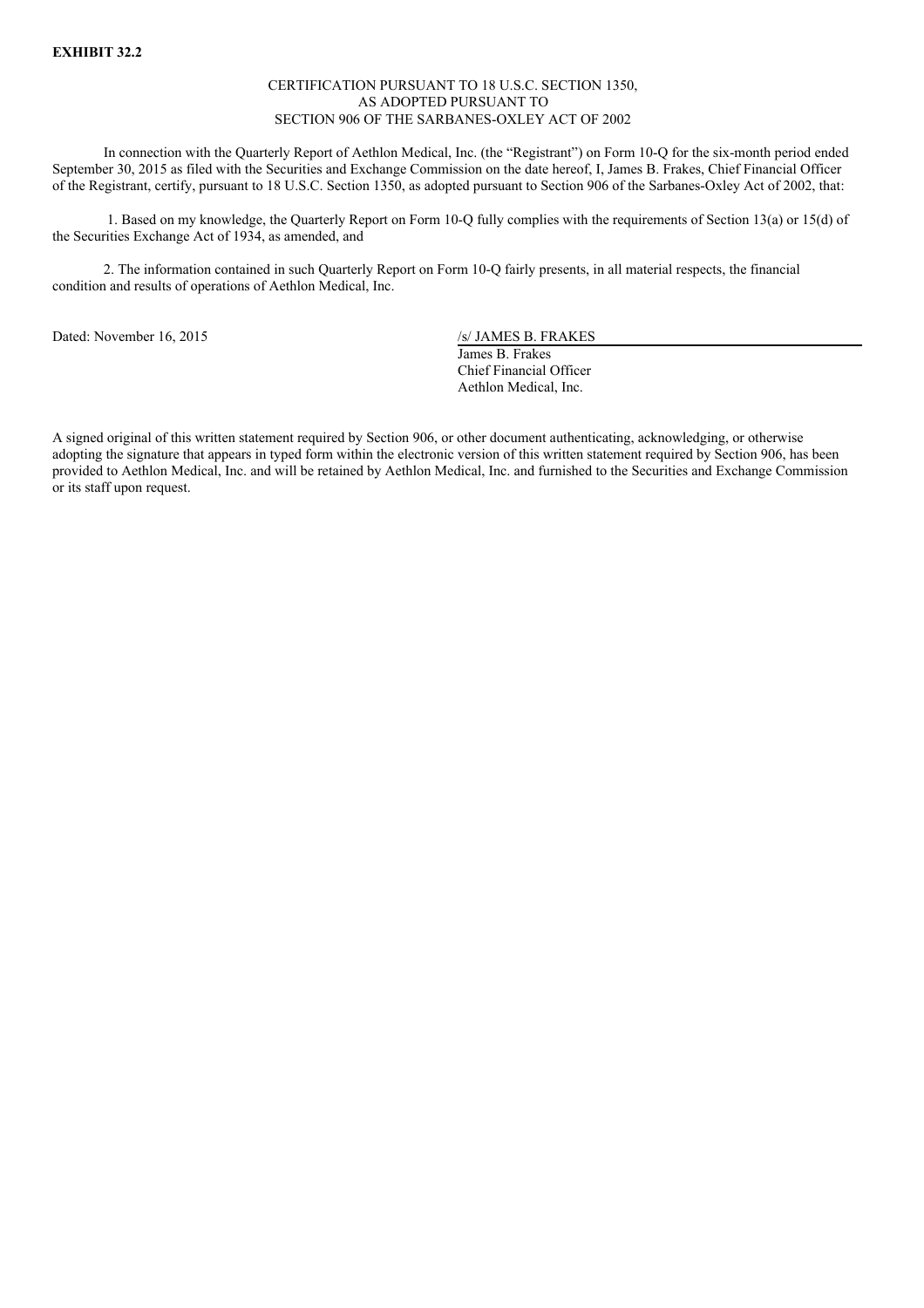**EXHIBIT 32.2**

CERTIFICATION PURSUANT TO 18 U.S.C. SECTION 1350,
AS ADOPTED PURSUANT TO
SECTION 906 OF THE SARBANES-OXLEY ACT OF 2002

In connection with the Quarterly Report of Aethlon Medical, Inc. (the "Registrant") on Form 10-Q for the six-month period ended September 30, 2015 as filed with the Securities and Exchange Commission on the date hereof, I, James B. Frakes, Chief Financial Officer of the Registrant, certify, pursuant to 18 U.S.C. Section 1350, as adopted pursuant to Section 906 of the Sarbanes-Oxley Act of 2002, that:

1. Based on my knowledge, the Quarterly Report on Form 10-Q fully complies with the requirements of Section 13(a) or 15(d) of the Securities Exchange Act of 1934, as amended, and

2. The information contained in such Quarterly Report on Form 10-Q fairly presents, in all material respects, the financial condition and results of operations of Aethlon Medical, Inc.

Dated: November 16, 2015

/s/ JAMES B. FRAKES
James B. Frakes
Chief Financial Officer
Aethlon Medical, Inc.

A signed original of this written statement required by Section 906, or other document authenticating, acknowledging, or otherwise adopting the signature that appears in typed form within the electronic version of this written statement required by Section 906, has been provided to Aethlon Medical, Inc. and will be retained by Aethlon Medical, Inc. and furnished to the Securities and Exchange Commission or its staff upon request.